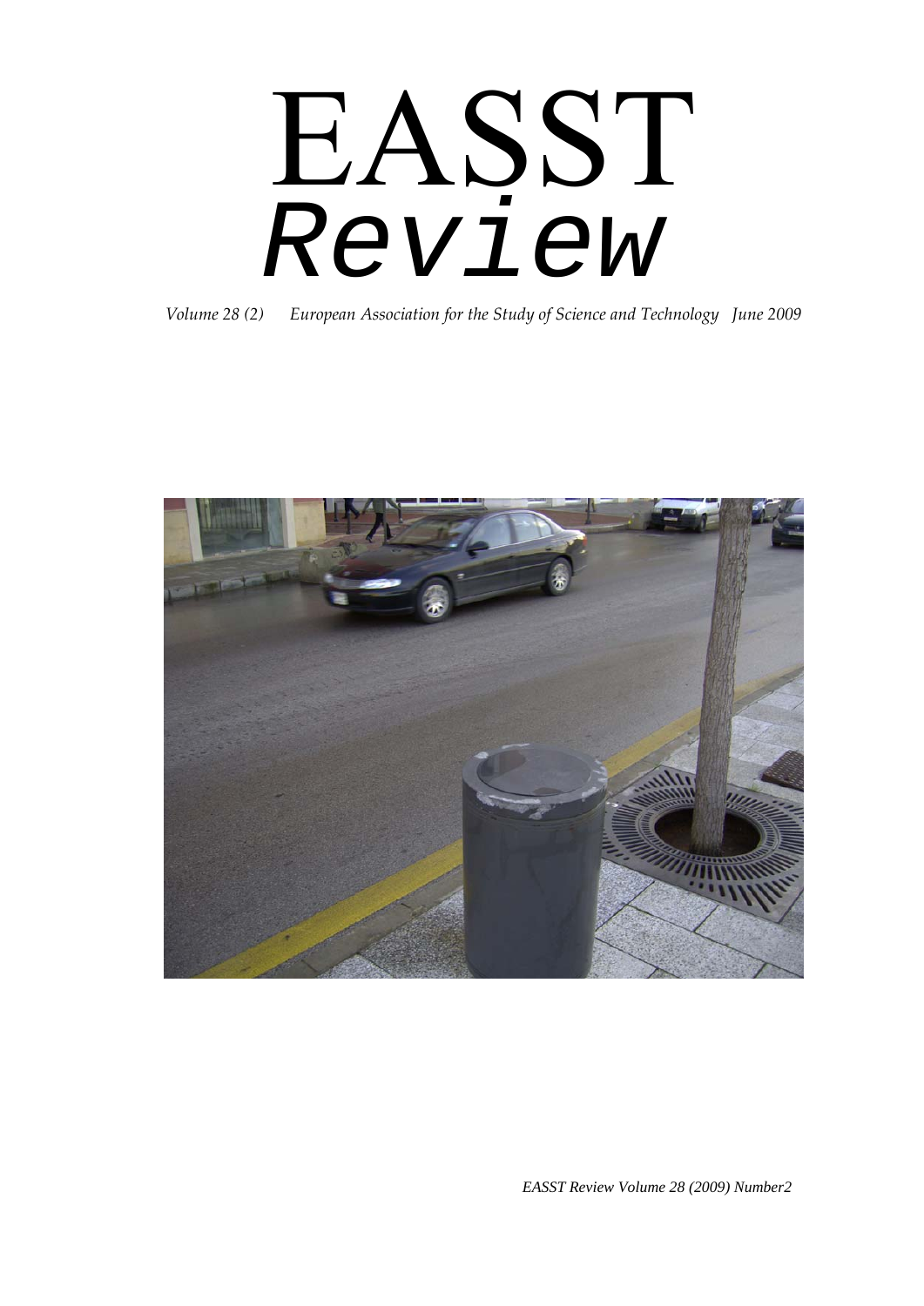# EASST
# *Review*

*Volume 28 (2) European Association for the Study of Science and Technology June 2009*

*EASST Review Volume 28 (2009) Number2*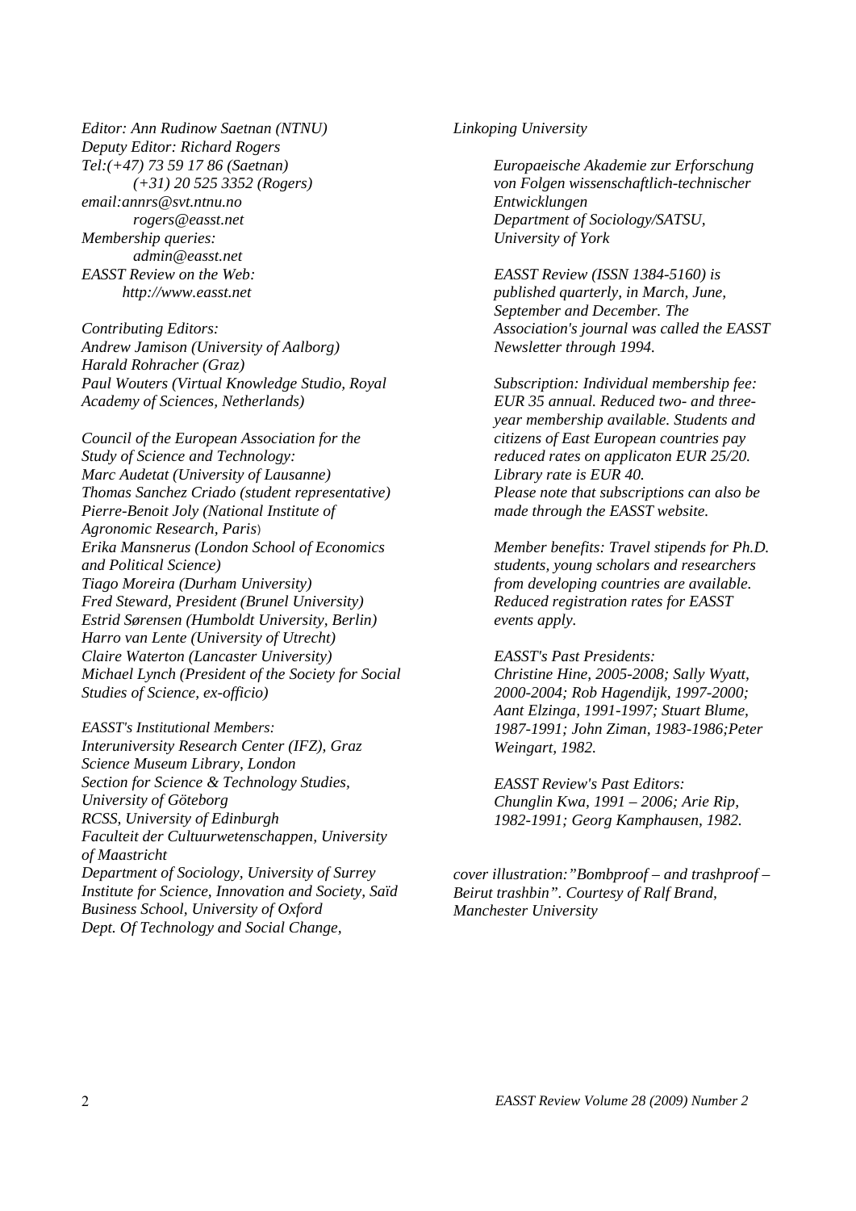*Editor: Ann Rudinow Saetnan (NTNU)*
*Deputy Editor: Richard Rogers*
*Tel:(+47) 73 59 17 86 (Saetnan)*
*(+31) 20 525 3352 (Rogers)*
*email:annrs@svt.ntnu.no*
*rogers@easst.net*
*Membership queries:*
*admin@easst.net*
*EASST Review on the Web:*
*http://www.easst.net*

*Contributing Editors:*
*Andrew Jamison (University of Aalborg)*
*Harald Rohracher (Graz)*
*Paul Wouters (Virtual Knowledge Studio, Royal Academy of Sciences, Netherlands)*

*Council of the European Association for the Study of Science and Technology:*
*Marc Audetat (University of Lausanne)*
*Thomas Sanchez Criado (student representative)*
*Pierre-Benoit Joly (National Institute of Agronomic Research, Paris)*
*Erika Mansnerus (London School of Economics and Political Science)*
*Tiago Moreira (Durham University)*
*Fred Steward, President (Brunel University)*
*Estrid Sørensen (Humboldt University, Berlin)*
*Harro van Lente (University of Utrecht)*
*Claire Waterton (Lancaster University)*
*Michael Lynch (President of the Society for Social Studies of Science, ex-officio)*

*EASST's Institutional Members:*
*Interuniversity Research Center (IFZ), Graz*
*Science Museum Library, London*
*Section for Science & Technology Studies, University of Göteborg*
*RCSS, University of Edinburgh*
*Faculteit der Cultuurwetenschappen, University of Maastricht*
*Department of Sociology, University of Surrey*
*Institute for Science, Innovation and Society, Saïd Business School, University of Oxford*
*Dept. Of Technology and Social Change, Linkoping University*
*Europaeische Akademie zur Erforschung von Folgen wissenschaftlich-technischer Entwicklungen*
*Department of Sociology/SATSU, University of York*

*EASST Review (ISSN 1384-5160) is published quarterly, in March, June, September and December. The Association's journal was called the EASST Newsletter through 1994.*

*Subscription: Individual membership fee: EUR 35 annual. Reduced two- and three-year membership available. Students and citizens of East European countries pay reduced rates on applicaton EUR 25/20. Library rate is EUR 40.*
*Please note that subscriptions can also be made through the EASST website.*

*Member benefits: Travel stipends for Ph.D. students, young scholars and researchers from developing countries are available. Reduced registration rates for EASST events apply.*

*EASST's Past Presidents:*
*Christine Hine, 2005-2008; Sally Wyatt, 2000-2004; Rob Hagendijk, 1997-2000; Aant Elzinga, 1991-1997; Stuart Blume, 1987-1991; John Ziman, 1983-1986;Peter Weingart, 1982.*

*EASST Review's Past Editors:*
*Chunglin Kwa, 1991 – 2006; Arie Rip, 1982-1991; Georg Kamphausen, 1982.*

*cover illustration:"Bombproof – and trashproof – Beirut trashbin". Courtesy of Ralf Brand, Manchester University*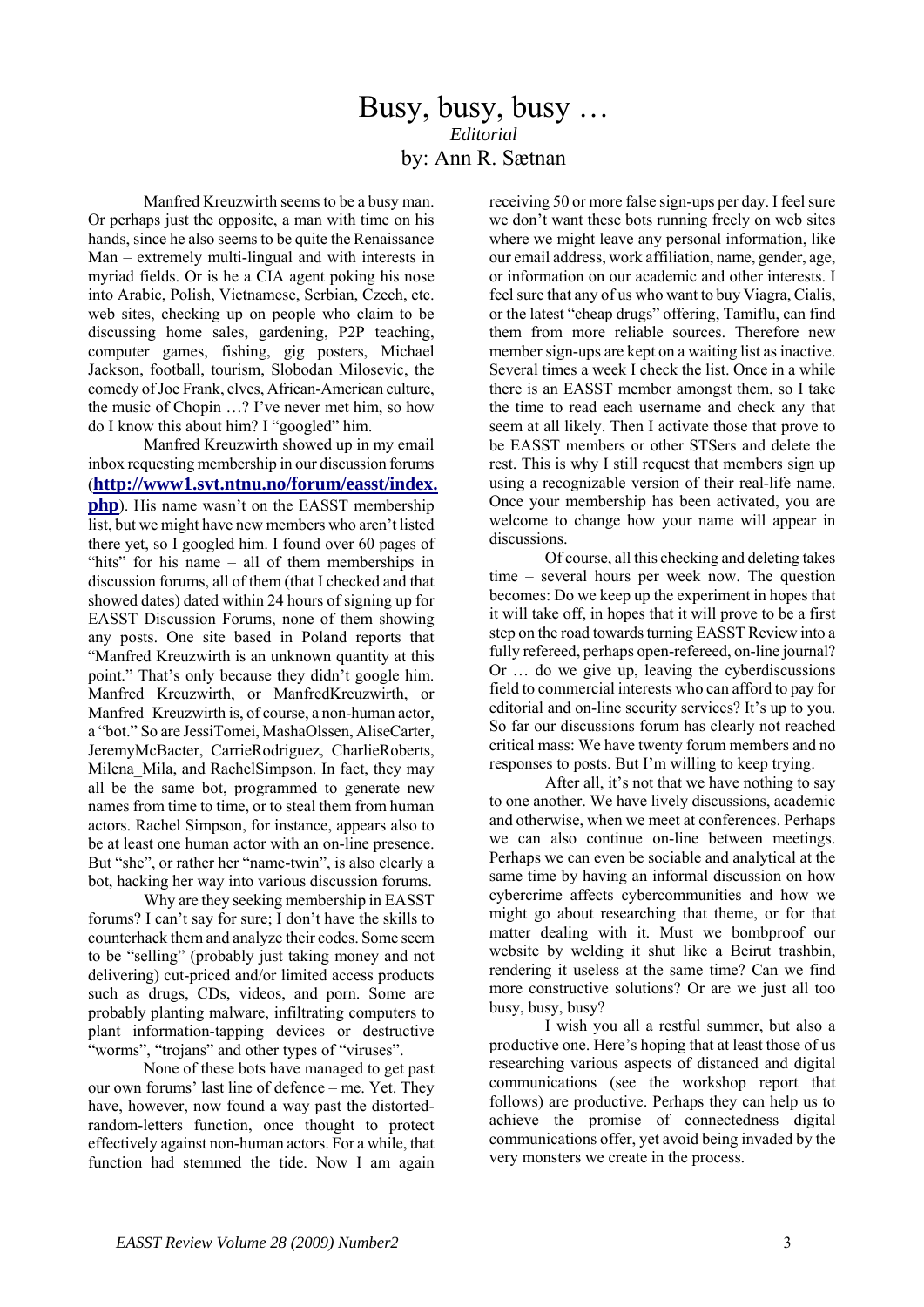# Busy, busy, busy …

*Editorial*

by: Ann R. Sætnan

Manfred Kreuzwirth seems to be a busy man. Or perhaps just the opposite, a man with time on his hands, since he also seems to be quite the Renaissance Man – extremely multi-lingual and with interests in myriad fields. Or is he a CIA agent poking his nose into Arabic, Polish, Vietnamese, Serbian, Czech, etc. web sites, checking up on people who claim to be discussing home sales, gardening, P2P teaching, computer games, fishing, gig posters, Michael Jackson, football, tourism, Slobodan Milosevic, the comedy of Joe Frank, elves, African-American culture, the music of Chopin …? I've never met him, so how do I know this about him? I "googled" him.

Manfred Kreuzwirth showed up in my email inbox requesting membership in our discussion forums (**http://www1.svt.ntnu.no/forum/easst/index.php**). His name wasn't on the EASST membership list, but we might have new members who aren't listed there yet, so I googled him. I found over 60 pages of "hits" for his name – all of them memberships in discussion forums, all of them (that I checked and that showed dates) dated within 24 hours of signing up for EASST Discussion Forums, none of them showing any posts. One site based in Poland reports that "Manfred Kreuzwirth is an unknown quantity at this point." That's only because they didn't google him. Manfred Kreuzwirth, or ManfredKreuzwirth, or Manfred_Kreuzwirth is, of course, a non-human actor, a "bot." So are JessiTomei, MashaOlssen, AliseCarter, JeremyMcBacter, CarrieRodriguez, CharlieRoberts, Milena_Mila, and RachelSimpson. In fact, they may all be the same bot, programmed to generate new names from time to time, or to steal them from human actors. Rachel Simpson, for instance, appears also to be at least one human actor with an on-line presence. But "she", or rather her "name-twin", is also clearly a bot, hacking her way into various discussion forums.

Why are they seeking membership in EASST forums? I can't say for sure; I don't have the skills to counterhack them and analyze their codes. Some seem to be "selling" (probably just taking money and not delivering) cut-priced and/or limited access products such as drugs, CDs, videos, and porn. Some are probably planting malware, infiltrating computers to plant information-tapping devices or destructive "worms", "trojans" and other types of "viruses".

None of these bots have managed to get past our own forums' last line of defence – me. Yet. They have, however, now found a way past the distorted-random-letters function, once thought to protect effectively against non-human actors. For a while, that function had stemmed the tide. Now I am again receiving 50 or more false sign-ups per day. I feel sure we don't want these bots running freely on web sites where we might leave any personal information, like our email address, work affiliation, name, gender, age, or information on our academic and other interests. I feel sure that any of us who want to buy Viagra, Cialis, or the latest "cheap drugs" offering, Tamiflu, can find them from more reliable sources. Therefore new member sign-ups are kept on a waiting list as inactive. Several times a week I check the list. Once in a while there is an EASST member amongst them, so I take the time to read each username and check any that seem at all likely. Then I activate those that prove to be EASST members or other STSers and delete the rest. This is why I still request that members sign up using a recognizable version of their real-life name. Once your membership has been activated, you are welcome to change how your name will appear in discussions.

Of course, all this checking and deleting takes time – several hours per week now. The question becomes: Do we keep up the experiment in hopes that it will take off, in hopes that it will prove to be a first step on the road towards turning EASST Review into a fully refereed, perhaps open-refereed, on-line journal? Or … do we give up, leaving the cyberdiscussions field to commercial interests who can afford to pay for editorial and on-line security services? It's up to you. So far our discussions forum has clearly not reached critical mass: We have twenty forum members and no responses to posts. But I'm willing to keep trying.

After all, it's not that we have nothing to say to one another. We have lively discussions, academic and otherwise, when we meet at conferences. Perhaps we can also continue on-line between meetings. Perhaps we can even be sociable and analytical at the same time by having an informal discussion on how cybercrime affects cybercommunities and how we might go about researching that theme, or for that matter dealing with it. Must we bombproof our website by welding it shut like a Beirut trashbin, rendering it useless at the same time? Can we find more constructive solutions? Or are we just all too busy, busy, busy?

I wish you all a restful summer, but also a productive one. Here's hoping that at least those of us researching various aspects of distanced and digital communications (see the workshop report that follows) are productive. Perhaps they can help us to achieve the promise of connectedness digital communications offer, yet avoid being invaded by the very monsters we create in the process.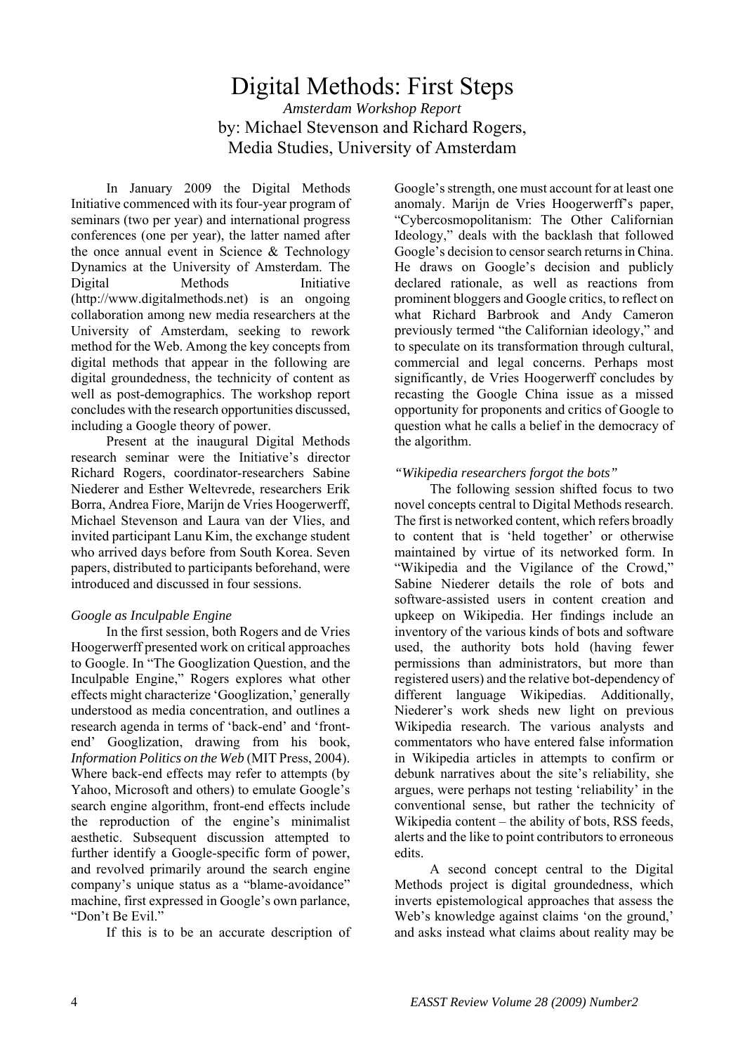# Digital Methods: First Steps

*Amsterdam Workshop Report*

by: Michael Stevenson and Richard Rogers, Media Studies, University of Amsterdam

In January 2009 the Digital Methods Initiative commenced with its four-year program of seminars (two per year) and international progress conferences (one per year), the latter named after the once annual event in Science & Technology Dynamics at the University of Amsterdam. The Digital Methods Initiative (http://www.digitalmethods.net) is an ongoing collaboration among new media researchers at the University of Amsterdam, seeking to rework method for the Web. Among the key concepts from digital methods that appear in the following are digital groundedness, the technicity of content as well as post-demographics. The workshop report concludes with the research opportunities discussed, including a Google theory of power.

Present at the inaugural Digital Methods research seminar were the Initiative's director Richard Rogers, coordinator-researchers Sabine Niederer and Esther Weltevrede, researchers Erik Borra, Andrea Fiore, Marijn de Vries Hoogerwerff, Michael Stevenson and Laura van der Vlies, and invited participant Lanu Kim, the exchange student who arrived days before from South Korea. Seven papers, distributed to participants beforehand, were introduced and discussed in four sessions.

*Google as Inculpable Engine*

In the first session, both Rogers and de Vries Hoogerwerff presented work on critical approaches to Google. In "The Googlization Question, and the Inculpable Engine," Rogers explores what other effects might characterize 'Googlization,' generally understood as media concentration, and outlines a research agenda in terms of 'back-end' and 'front-end' Googlization, drawing from his book, *Information Politics on the Web* (MIT Press, 2004). Where back-end effects may refer to attempts (by Yahoo, Microsoft and others) to emulate Google's search engine algorithm, front-end effects include the reproduction of the engine's minimalist aesthetic. Subsequent discussion attempted to further identify a Google-specific form of power, and revolved primarily around the search engine company's unique status as a "blame-avoidance" machine, first expressed in Google's own parlance, "Don't Be Evil."

If this is to be an accurate description of Google's strength, one must account for at least one anomaly. Marijn de Vries Hoogerwerff's paper, "Cybercosmopolitanism: The Other Californian Ideology," deals with the backlash that followed Google's decision to censor search returns in China. He draws on Google's decision and publicly declared rationale, as well as reactions from prominent bloggers and Google critics, to reflect on what Richard Barbrook and Andy Cameron previously termed "the Californian ideology," and to speculate on its transformation through cultural, commercial and legal concerns. Perhaps most significantly, de Vries Hoogerwerff concludes by recasting the Google China issue as a missed opportunity for proponents and critics of Google to question what he calls a belief in the democracy of the algorithm.

*"Wikipedia researchers forgot the bots"*

The following session shifted focus to two novel concepts central to Digital Methods research. The first is networked content, which refers broadly to content that is 'held together' or otherwise maintained by virtue of its networked form. In "Wikipedia and the Vigilance of the Crowd," Sabine Niederer details the role of bots and software-assisted users in content creation and upkeep on Wikipedia. Her findings include an inventory of the various kinds of bots and software used, the authority bots hold (having fewer permissions than administrators, but more than registered users) and the relative bot-dependency of different language Wikipedias. Additionally, Niederer's work sheds new light on previous Wikipedia research. The various analysts and commentators who have entered false information in Wikipedia articles in attempts to confirm or debunk narratives about the site's reliability, she argues, were perhaps not testing 'reliability' in the conventional sense, but rather the technicity of Wikipedia content – the ability of bots, RSS feeds, alerts and the like to point contributors to erroneous edits.

A second concept central to the Digital Methods project is digital groundedness, which inverts epistemological approaches that assess the Web's knowledge against claims 'on the ground,' and asks instead what claims about reality may be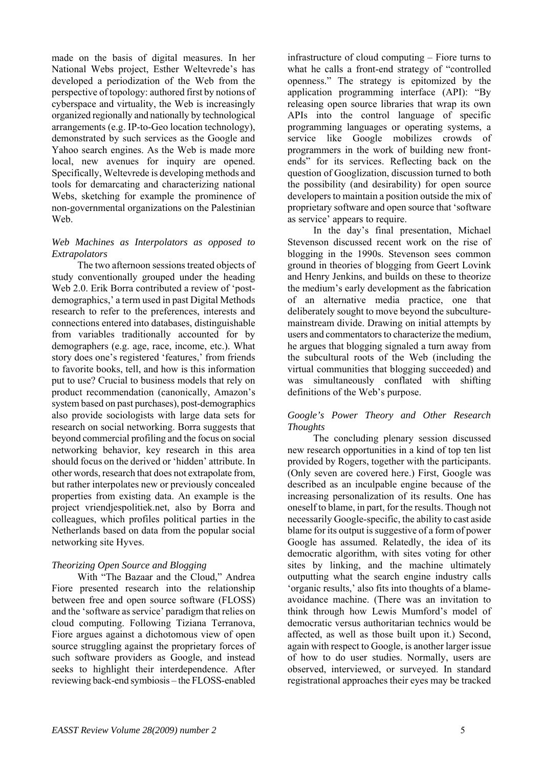made on the basis of digital measures. In her National Webs project, Esther Weltevrede's has developed a periodization of the Web from the perspective of topology: authored first by notions of cyberspace and virtuality, the Web is increasingly organized regionally and nationally by technological arrangements (e.g. IP-to-Geo location technology), demonstrated by such services as the Google and Yahoo search engines. As the Web is made more local, new avenues for inquiry are opened. Specifically, Weltevrede is developing methods and tools for demarcating and characterizing national Webs, sketching for example the prominence of non-governmental organizations on the Palestinian Web.

*Web Machines as Interpolators as opposed to Extrapolators*

The two afternoon sessions treated objects of study conventionally grouped under the heading Web 2.0. Erik Borra contributed a review of 'post-demographics,' a term used in past Digital Methods research to refer to the preferences, interests and connections entered into databases, distinguishable from variables traditionally accounted for by demographers (e.g. age, race, income, etc.). What story does one's registered 'features,' from friends to favorite books, tell, and how is this information put to use? Crucial to business models that rely on product recommendation (canonically, Amazon's system based on past purchases), post-demographics also provide sociologists with large data sets for research on social networking. Borra suggests that beyond commercial profiling and the focus on social networking behavior, key research in this area should focus on the derived or 'hidden' attribute. In other words, research that does not extrapolate from, but rather interpolates new or previously concealed properties from existing data. An example is the project vriendjespolitiek.net, also by Borra and colleagues, which profiles political parties in the Netherlands based on data from the popular social networking site Hyves.

*Theorizing Open Source and Blogging*

With "The Bazaar and the Cloud," Andrea Fiore presented research into the relationship between free and open source software (FLOSS) and the 'software as service' paradigm that relies on cloud computing. Following Tiziana Terranova, Fiore argues against a dichotomous view of open source struggling against the proprietary forces of such software providers as Google, and instead seeks to highlight their interdependence. After reviewing back-end symbiosis – the FLOSS-enabled infrastructure of cloud computing – Fiore turns to what he calls a front-end strategy of "controlled openness." The strategy is epitomized by the application programming interface (API): "By releasing open source libraries that wrap its own APIs into the control language of specific programming languages or operating systems, a service like Google mobilizes crowds of programmers in the work of building new front-ends" for its services. Reflecting back on the question of Googlization, discussion turned to both the possibility (and desirability) for open source developers to maintain a position outside the mix of proprietary software and open source that 'software as service' appears to require.

In the day's final presentation, Michael Stevenson discussed recent work on the rise of blogging in the 1990s. Stevenson sees common ground in theories of blogging from Geert Lovink and Henry Jenkins, and builds on these to theorize the medium's early development as the fabrication of an alternative media practice, one that deliberately sought to move beyond the subculture-mainstream divide. Drawing on initial attempts by users and commentators to characterize the medium, he argues that blogging signaled a turn away from the subcultural roots of the Web (including the virtual communities that blogging succeeded) and was simultaneously conflated with shifting definitions of the Web's purpose.

*Google's Power Theory and Other Research Thoughts*

The concluding plenary session discussed new research opportunities in a kind of top ten list provided by Rogers, together with the participants. (Only seven are covered here.) First, Google was described as an inculpable engine because of the increasing personalization of its results. One has oneself to blame, in part, for the results. Though not necessarily Google-specific, the ability to cast aside blame for its output is suggestive of a form of power Google has assumed. Relatedly, the idea of its democratic algorithm, with sites voting for other sites by linking, and the machine ultimately outputting what the search engine industry calls 'organic results,' also fits into thoughts of a blame-avoidance machine. (There was an invitation to think through how Lewis Mumford's model of democratic versus authoritarian technics would be affected, as well as those built upon it.) Second, again with respect to Google, is another larger issue of how to do user studies. Normally, users are observed, interviewed, or surveyed. In standard registrational approaches their eyes may be tracked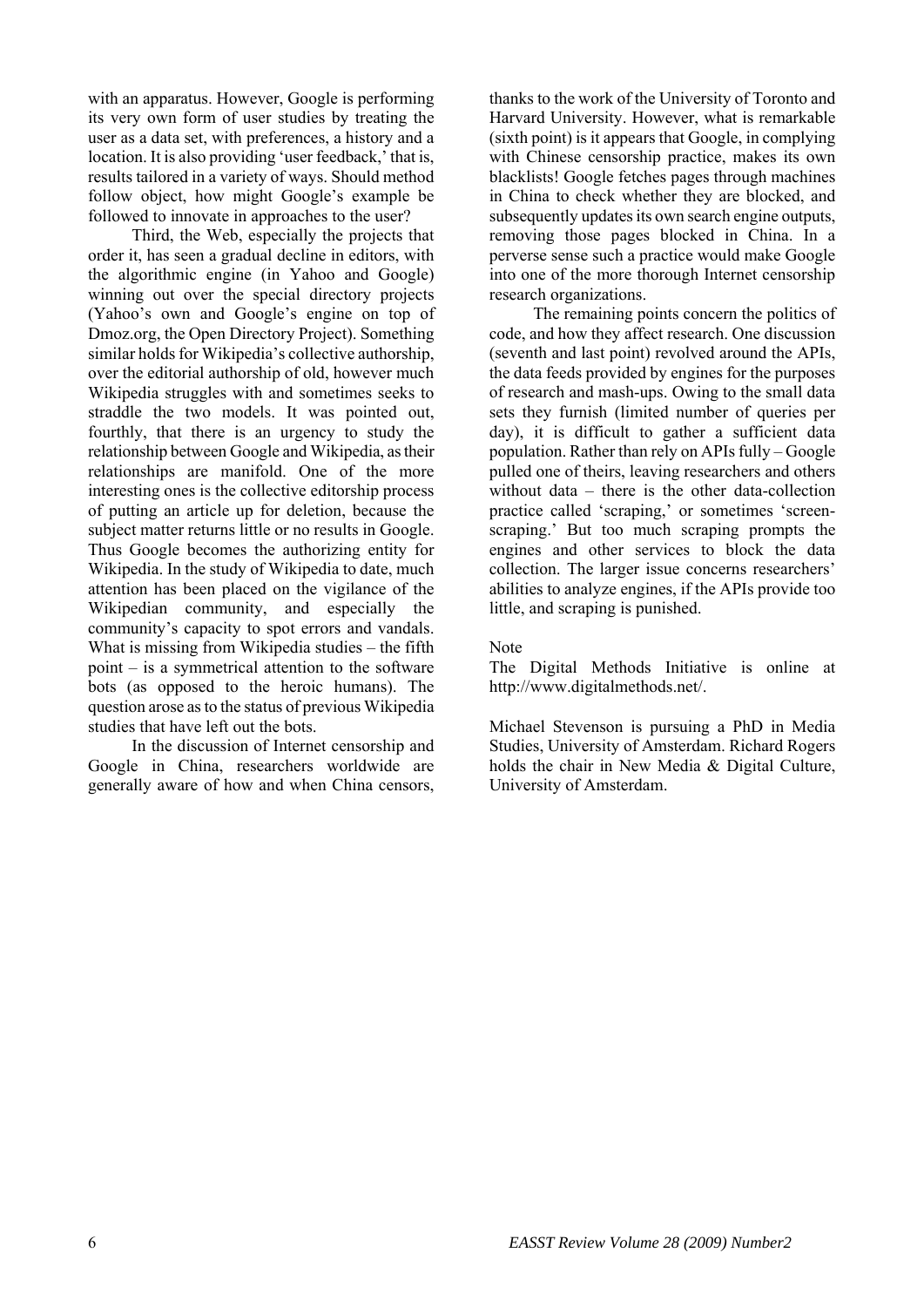with an apparatus. However, Google is performing its very own form of user studies by treating the user as a data set, with preferences, a history and a location. It is also providing 'user feedback,' that is, results tailored in a variety of ways. Should method follow object, how might Google's example be followed to innovate in approaches to the user?

Third, the Web, especially the projects that order it, has seen a gradual decline in editors, with the algorithmic engine (in Yahoo and Google) winning out over the special directory projects (Yahoo's own and Google's engine on top of Dmoz.org, the Open Directory Project). Something similar holds for Wikipedia's collective authorship, over the editorial authorship of old, however much Wikipedia struggles with and sometimes seeks to straddle the two models. It was pointed out, fourthly, that there is an urgency to study the relationship between Google and Wikipedia, as their relationships are manifold. One of the more interesting ones is the collective editorship process of putting an article up for deletion, because the subject matter returns little or no results in Google. Thus Google becomes the authorizing entity for Wikipedia. In the study of Wikipedia to date, much attention has been placed on the vigilance of the Wikipedian community, and especially the community's capacity to spot errors and vandals. What is missing from Wikipedia studies – the fifth point – is a symmetrical attention to the software bots (as opposed to the heroic humans). The question arose as to the status of previous Wikipedia studies that have left out the bots.

In the discussion of Internet censorship and Google in China, researchers worldwide are generally aware of how and when China censors, thanks to the work of the University of Toronto and Harvard University. However, what is remarkable (sixth point) is it appears that Google, in complying with Chinese censorship practice, makes its own blacklists! Google fetches pages through machines in China to check whether they are blocked, and subsequently updates its own search engine outputs, removing those pages blocked in China. In a perverse sense such a practice would make Google into one of the more thorough Internet censorship research organizations.

The remaining points concern the politics of code, and how they affect research. One discussion (seventh and last point) revolved around the APIs, the data feeds provided by engines for the purposes of research and mash-ups. Owing to the small data sets they furnish (limited number of queries per day), it is difficult to gather a sufficient data population. Rather than rely on APIs fully – Google pulled one of theirs, leaving researchers and others without data – there is the other data-collection practice called 'scraping,' or sometimes 'screen-scraping.' But too much scraping prompts the engines and other services to block the data collection. The larger issue concerns researchers' abilities to analyze engines, if the APIs provide too little, and scraping is punished.

Note

The Digital Methods Initiative is online at http://www.digitalmethods.net/.

Michael Stevenson is pursuing a PhD in Media Studies, University of Amsterdam. Richard Rogers holds the chair in New Media & Digital Culture, University of Amsterdam.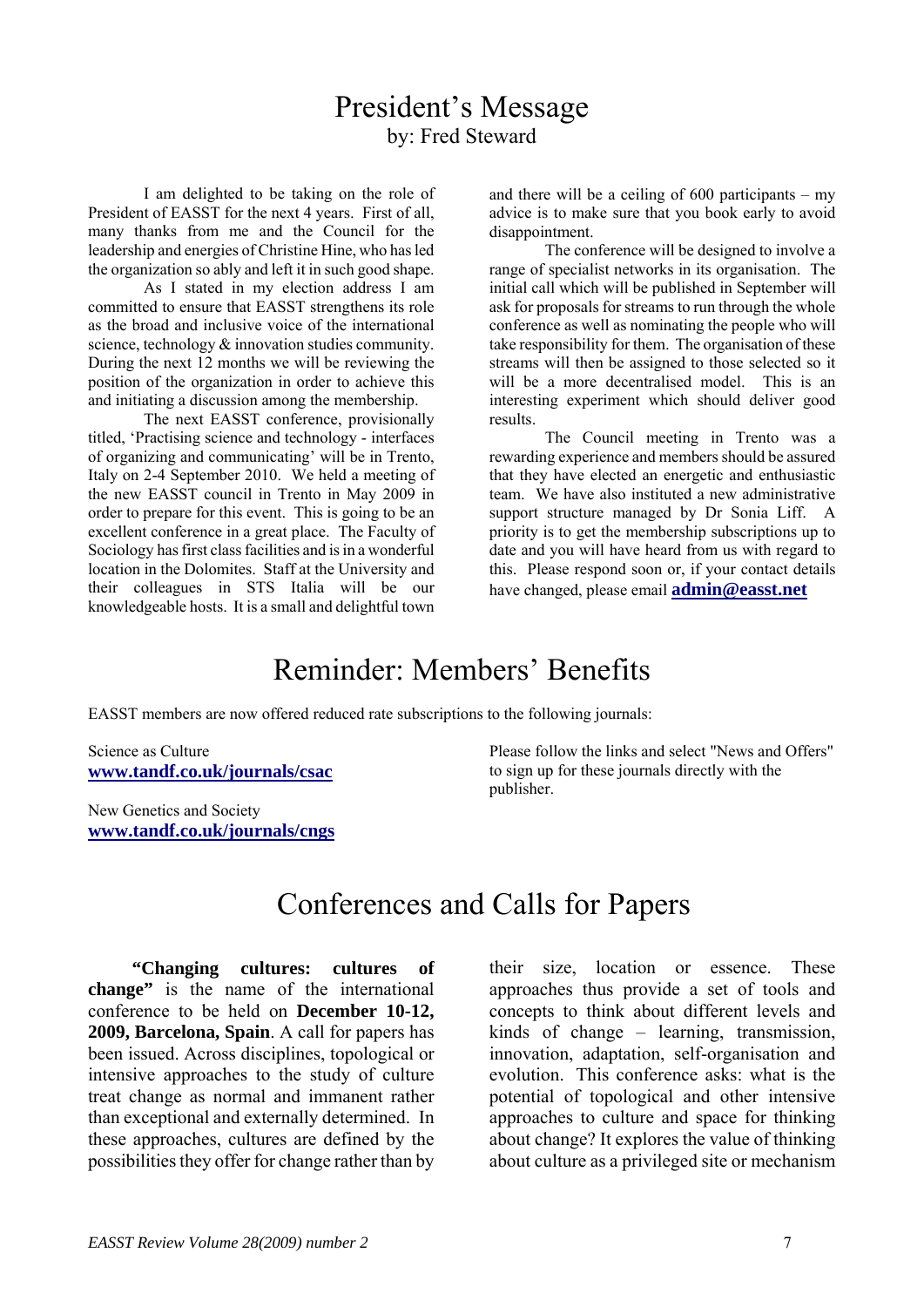# President's Message

by: Fred Steward

I am delighted to be taking on the role of President of EASST for the next 4 years. First of all, many thanks from me and the Council for the leadership and energies of Christine Hine, who has led the organization so ably and left it in such good shape.

As I stated in my election address I am committed to ensure that EASST strengthens its role as the broad and inclusive voice of the international science, technology & innovation studies community. During the next 12 months we will be reviewing the position of the organization in order to achieve this and initiating a discussion among the membership.

The next EASST conference, provisionally titled, 'Practising science and technology - interfaces of organizing and communicating' will be in Trento, Italy on 2-4 September 2010. We held a meeting of the new EASST council in Trento in May 2009 in order to prepare for this event. This is going to be an excellent conference in a great place. The Faculty of Sociology has first class facilities and is in a wonderful location in the Dolomites. Staff at the University and their colleagues in STS Italia will be our knowledgeable hosts. It is a small and delightful town and there will be a ceiling of 600 participants – my advice is to make sure that you book early to avoid disappointment.

The conference will be designed to involve a range of specialist networks in its organisation. The initial call which will be published in September will ask for proposals for streams to run through the whole conference as well as nominating the people who will take responsibility for them. The organisation of these streams will then be assigned to those selected so it will be a more decentralised model. This is an interesting experiment which should deliver good results.

The Council meeting in Trento was a rewarding experience and members should be assured that they have elected an energetic and enthusiastic team. We have also instituted a new administrative support structure managed by Dr Sonia Liff. A priority is to get the membership subscriptions up to date and you will have heard from us with regard to this. Please respond soon or, if your contact details have changed, please email **admin@easst.net**

# Reminder: Members' Benefits

EASST members are now offered reduced rate subscriptions to the following journals:

Science as Culture
**www.tandf.co.uk/journals/csac**

New Genetics and Society
**www.tandf.co.uk/journals/cngs**

Please follow the links and select "News and Offers" to sign up for these journals directly with the publisher.

# Conferences and Calls for Papers

**"Changing cultures: cultures of change"** is the name of the international conference to be held on **December 10-12, 2009, Barcelona, Spain**. A call for papers has been issued. Across disciplines, topological or intensive approaches to the study of culture treat change as normal and immanent rather than exceptional and externally determined. In these approaches, cultures are defined by the possibilities they offer for change rather than by their size, location or essence. These approaches thus provide a set of tools and concepts to think about different levels and kinds of change – learning, transmission, innovation, adaptation, self-organisation and evolution. This conference asks: what is the potential of topological and other intensive approaches to culture and space for thinking about change? It explores the value of thinking about culture as a privileged site or mechanism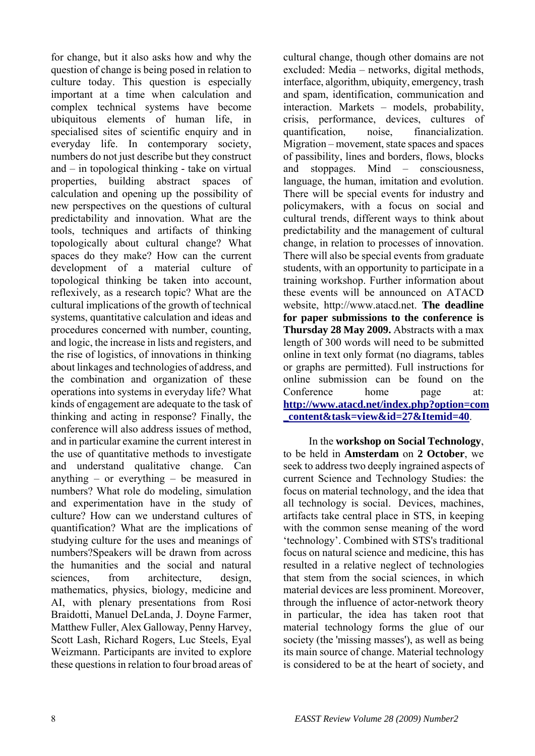for change, but it also asks how and why the question of change is being posed in relation to culture today. This question is especially important at a time when calculation and complex technical systems have become ubiquitous elements of human life, in specialised sites of scientific enquiry and in everyday life. In contemporary society, numbers do not just describe but they construct and – in topological thinking - take on virtual properties, building abstract spaces of calculation and opening up the possibility of new perspectives on the questions of cultural predictability and innovation. What are the tools, techniques and artifacts of thinking topologically about cultural change? What spaces do they make? How can the current development of a material culture of topological thinking be taken into account, reflexively, as a research topic? What are the cultural implications of the growth of technical systems, quantitative calculation and ideas and procedures concerned with number, counting, and logic, the increase in lists and registers, and the rise of logistics, of innovations in thinking about linkages and technologies of address, and the combination and organization of these operations into systems in everyday life? What kinds of engagement are adequate to the task of thinking and acting in response? Finally, the conference will also address issues of method, and in particular examine the current interest in the use of quantitative methods to investigate and understand qualitative change. Can anything – or everything – be measured in numbers? What role do modeling, simulation and experimentation have in the study of culture? How can we understand cultures of quantification? What are the implications of studying culture for the uses and meanings of numbers?Speakers will be drawn from across the humanities and the social and natural sciences, from architecture, design, mathematics, physics, biology, medicine and AI, with plenary presentations from Rosi Braidotti, Manuel DeLanda, J. Doyne Farmer, Matthew Fuller, Alex Galloway, Penny Harvey, Scott Lash, Richard Rogers, Luc Steels, Eyal Weizmann. Participants are invited to explore these questions in relation to four broad areas of cultural change, though other domains are not excluded: Media – networks, digital methods, interface, algorithm, ubiquity, emergency, trash and spam, identification, communication and interaction. Markets – models, probability, crisis, performance, devices, cultures of quantification, noise, financialization. Migration – movement, state spaces and spaces of passibility, lines and borders, flows, blocks and stoppages. Mind – consciousness, language, the human, imitation and evolution. There will be special events for industry and policymakers, with a focus on social and cultural trends, different ways to think about predictability and the management of cultural change, in relation to processes of innovation. There will also be special events from graduate students, with an opportunity to participate in a training workshop. Further information about these events will be announced on ATACD website, http://www.atacd.net. **The deadline for paper submissions to the conference is Thursday 28 May 2009.** Abstracts with a max length of 300 words will need to be submitted online in text only format (no diagrams, tables or graphs are permitted). Full instructions for online submission can be found on the Conference home page at: **http://www.atacd.net/index.php?option=com_content&task=view&id=27&Itemid=40**.

In the **workshop on Social Technology**, to be held in **Amsterdam** on **2 October**, we seek to address two deeply ingrained aspects of current Science and Technology Studies: the focus on material technology, and the idea that all technology is social. Devices, machines, artifacts take central place in STS, in keeping with the common sense meaning of the word 'technology'. Combined with STS's traditional focus on natural science and medicine, this has resulted in a relative neglect of technologies that stem from the social sciences, in which material devices are less prominent. Moreover, through the influence of actor-network theory in particular, the idea has taken root that material technology forms the glue of our society (the 'missing masses'), as well as being its main source of change. Material technology is considered to be at the heart of society, and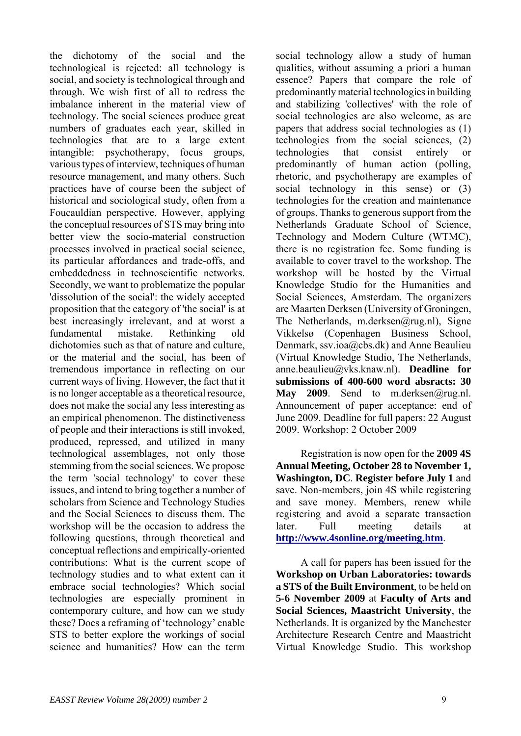the dichotomy of the social and the technological is rejected: all technology is social, and society is technological through and through. We wish first of all to redress the imbalance inherent in the material view of technology. The social sciences produce great numbers of graduates each year, skilled in technologies that are to a large extent intangible: psychotherapy, focus groups, various types of interview, techniques of human resource management, and many others. Such practices have of course been the subject of historical and sociological study, often from a Foucauldian perspective. However, applying the conceptual resources of STS may bring into better view the socio-material construction processes involved in practical social science, its particular affordances and trade-offs, and embeddedness in technoscientific networks. Secondly, we want to problematize the popular 'dissolution of the social': the widely accepted proposition that the category of 'the social' is at best increasingly irrelevant, and at worst a fundamental mistake. Rethinking old dichotomies such as that of nature and culture, or the material and the social, has been of tremendous importance in reflecting on our current ways of living. However, the fact that it is no longer acceptable as a theoretical resource, does not make the social any less interesting as an empirical phenomenon. The distinctiveness of people and their interactions is still invoked, produced, repressed, and utilized in many technological assemblages, not only those stemming from the social sciences. We propose the term 'social technology' to cover these issues, and intend to bring together a number of scholars from Science and Technology Studies and the Social Sciences to discuss them. The workshop will be the occasion to address the following questions, through theoretical and conceptual reflections and empirically-oriented contributions: What is the current scope of technology studies and to what extent can it embrace social technologies? Which social technologies are especially prominent in contemporary culture, and how can we study these? Does a reframing of 'technology' enable STS to better explore the workings of social science and humanities? How can the term social technology allow a study of human qualities, without assuming a priori a human essence? Papers that compare the role of predominantly material technologies in building and stabilizing 'collectives' with the role of social technologies are also welcome, as are papers that address social technologies as (1) technologies from the social sciences, (2) technologies that consist entirely or predominantly of human action (polling, rhetoric, and psychotherapy are examples of social technology in this sense) or (3) technologies for the creation and maintenance of groups. Thanks to generous support from the Netherlands Graduate School of Science, Technology and Modern Culture (WTMC), there is no registration fee. Some funding is available to cover travel to the workshop. The workshop will be hosted by the Virtual Knowledge Studio for the Humanities and Social Sciences, Amsterdam. The organizers are Maarten Derksen (University of Groningen, The Netherlands, m.derksen@rug.nl), Signe Vikkelsø (Copenhagen Business School, Denmark, ssv.ioa@cbs.dk) and Anne Beaulieu (Virtual Knowledge Studio, The Netherlands, anne.beaulieu@vks.knaw.nl). **Deadline for submissions of 400-600 word absracts: 30 May 2009**. Send to m.derksen@rug.nl. Announcement of paper acceptance: end of June 2009. Deadline for full papers: 22 August 2009. Workshop: 2 October 2009

Registration is now open for the **2009 4S Annual Meeting, October 28 to November 1, Washington, DC**. **Register before July 1** and save. Non-members, join 4S while registering and save money. Members, renew while registering and avoid a separate transaction later. Full meeting details at **http://www.4sonline.org/meeting.htm**.

A call for papers has been issued for the **Workshop on Urban Laboratories: towards a STS of the Built Environment**, to be held on **5-6 November 2009** at **Faculty of Arts and Social Sciences, Maastricht University**, the Netherlands. It is organized by the Manchester Architecture Research Centre and Maastricht Virtual Knowledge Studio. This workshop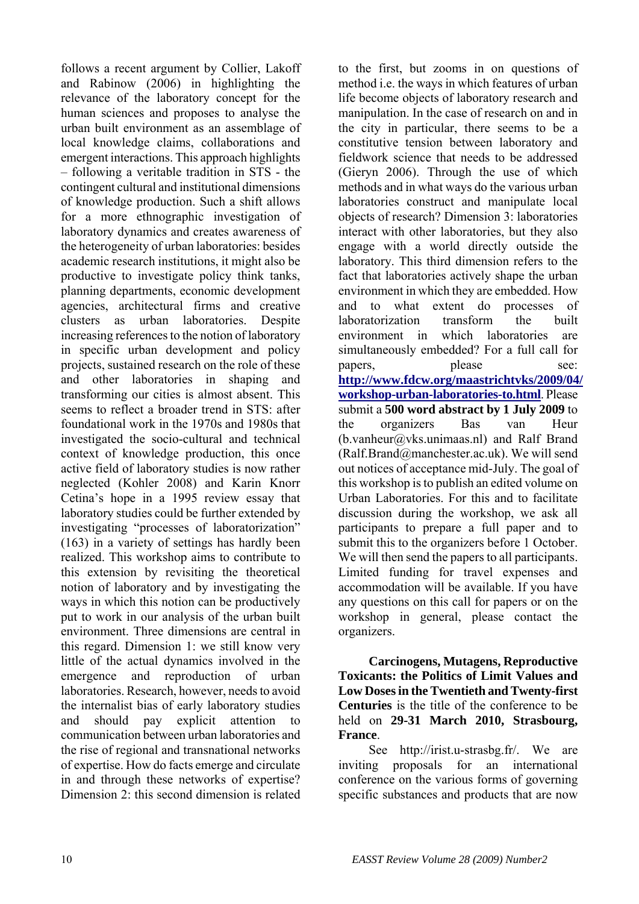follows a recent argument by Collier, Lakoff and Rabinow (2006) in highlighting the relevance of the laboratory concept for the human sciences and proposes to analyse the urban built environment as an assemblage of local knowledge claims, collaborations and emergent interactions. This approach highlights – following a veritable tradition in STS - the contingent cultural and institutional dimensions of knowledge production. Such a shift allows for a more ethnographic investigation of laboratory dynamics and creates awareness of the heterogeneity of urban laboratories: besides academic research institutions, it might also be productive to investigate policy think tanks, planning departments, economic development agencies, architectural firms and creative clusters as urban laboratories. Despite increasing references to the notion of laboratory in specific urban development and policy projects, sustained research on the role of these and other laboratories in shaping and transforming our cities is almost absent. This seems to reflect a broader trend in STS: after foundational work in the 1970s and 1980s that investigated the socio-cultural and technical context of knowledge production, this once active field of laboratory studies is now rather neglected (Kohler 2008) and Karin Knorr Cetina's hope in a 1995 review essay that laboratory studies could be further extended by investigating "processes of laboratorization" (163) in a variety of settings has hardly been realized. This workshop aims to contribute to this extension by revisiting the theoretical notion of laboratory and by investigating the ways in which this notion can be productively put to work in our analysis of the urban built environment. Three dimensions are central in this regard. Dimension 1: we still know very little of the actual dynamics involved in the emergence and reproduction of urban laboratories. Research, however, needs to avoid the internalist bias of early laboratory studies and should pay explicit attention to communication between urban laboratories and the rise of regional and transnational networks of expertise. How do facts emerge and circulate in and through these networks of expertise? Dimension 2: this second dimension is related to the first, but zooms in on questions of method i.e. the ways in which features of urban life become objects of laboratory research and manipulation. In the case of research on and in the city in particular, there seems to be a constitutive tension between laboratory and fieldwork science that needs to be addressed (Gieryn 2006). Through the use of which methods and in what ways do the various urban laboratories construct and manipulate local objects of research? Dimension 3: laboratories interact with other laboratories, but they also engage with a world directly outside the laboratory. This third dimension refers to the fact that laboratories actively shape the urban environment in which they are embedded. How and to what extent do processes of laboratorization transform the built environment in which laboratories are simultaneously embedded? For a full call for papers, please see: **http://www.fdcw.org/maastrichtvks/2009/04/workshop-urban-laboratories-to.html**. Please submit a **500 word abstract by 1 July 2009** to the organizers Bas van Heur (b.vanheur@vks.unimaas.nl) and Ralf Brand (Ralf.Brand@manchester.ac.uk). We will send out notices of acceptance mid-July. The goal of this workshop is to publish an edited volume on Urban Laboratories. For this and to facilitate discussion during the workshop, we ask all participants to prepare a full paper and to submit this to the organizers before 1 October. We will then send the papers to all participants. Limited funding for travel expenses and accommodation will be available. If you have any questions on this call for papers or on the workshop in general, please contact the organizers.

**Carcinogens, Mutagens, Reproductive Toxicants: the Politics of Limit Values and Low Doses in the Twentieth and Twenty-first Centuries** is the title of the conference to be held on **29-31 March 2010, Strasbourg, France**.

See http://irist.u-strasbg.fr/. We are inviting proposals for an international conference on the various forms of governing specific substances and products that are now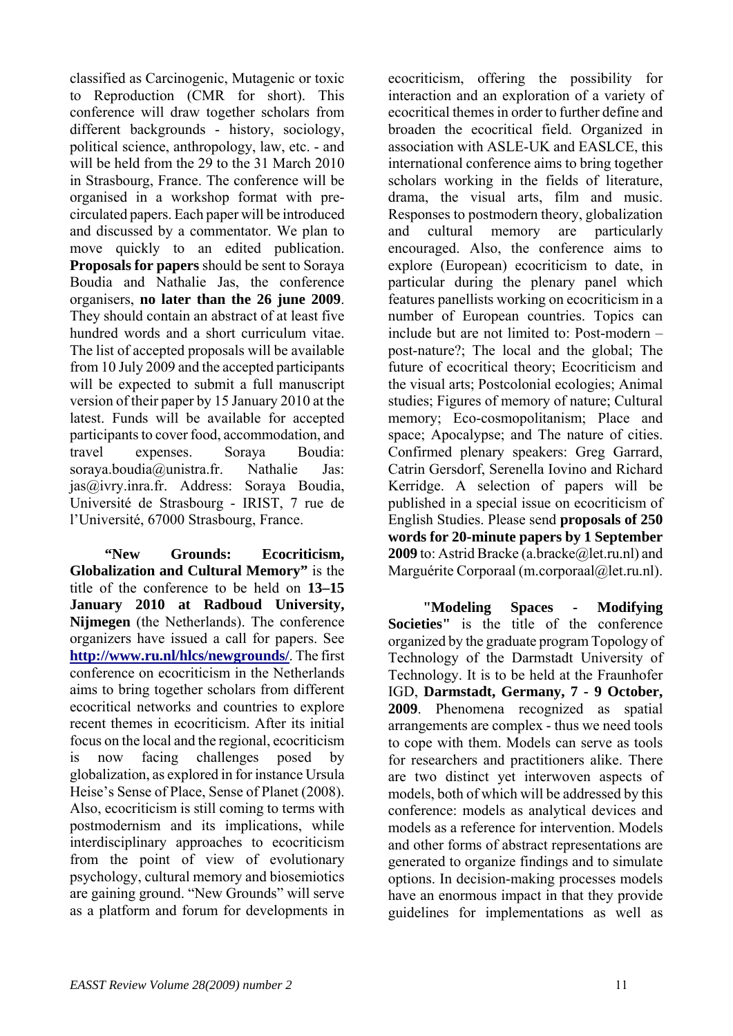classified as Carcinogenic, Mutagenic or toxic to Reproduction (CMR for short). This conference will draw together scholars from different backgrounds - history, sociology, political science, anthropology, law, etc. - and will be held from the 29 to the 31 March 2010 in Strasbourg, France. The conference will be organised in a workshop format with pre-circulated papers. Each paper will be introduced and discussed by a commentator. We plan to move quickly to an edited publication. **Proposals for papers** should be sent to Soraya Boudia and Nathalie Jas, the conference organisers, **no later than the 26 june 2009**. They should contain an abstract of at least five hundred words and a short curriculum vitae. The list of accepted proposals will be available from 10 July 2009 and the accepted participants will be expected to submit a full manuscript version of their paper by 15 January 2010 at the latest. Funds will be available for accepted participants to cover food, accommodation, and travel expenses. Soraya Boudia: soraya.boudia@unistra.fr. Nathalie Jas: jas@ivry.inra.fr. Address: Soraya Boudia, Université de Strasbourg - IRIST, 7 rue de l'Université, 67000 Strasbourg, France.

**"New Grounds: Ecocriticism, Globalization and Cultural Memory"** is the title of the conference to be held on **13–15 January 2010 at Radboud University, Nijmegen** (the Netherlands). The conference organizers have issued a call for papers. See **http://www.ru.nl/hlcs/newgrounds/**. The first conference on ecocriticism in the Netherlands aims to bring together scholars from different ecocritical networks and countries to explore recent themes in ecocriticism. After its initial focus on the local and the regional, ecocriticism is now facing challenges posed by globalization, as explored in for instance Ursula Heise's Sense of Place, Sense of Planet (2008). Also, ecocriticism is still coming to terms with postmodernism and its implications, while interdisciplinary approaches to ecocriticism from the point of view of evolutionary psychology, cultural memory and biosemiotics are gaining ground. "New Grounds" will serve as a platform and forum for developments in ecocriticism, offering the possibility for interaction and an exploration of a variety of ecocritical themes in order to further define and broaden the ecocritical field. Organized in association with ASLE-UK and EASLCE, this international conference aims to bring together scholars working in the fields of literature, drama, the visual arts, film and music. Responses to postmodern theory, globalization and cultural memory are particularly encouraged. Also, the conference aims to explore (European) ecocriticism to date, in particular during the plenary panel which features panellists working on ecocriticism in a number of European countries. Topics can include but are not limited to: Post-modern – post-nature?; The local and the global; The future of ecocritical theory; Ecocriticism and the visual arts; Postcolonial ecologies; Animal studies; Figures of memory of nature; Cultural memory; Eco-cosmopolitanism; Place and space; Apocalypse; and The nature of cities. Confirmed plenary speakers: Greg Garrard, Catrin Gersdorf, Serenella Iovino and Richard Kerridge. A selection of papers will be published in a special issue on ecocriticism of English Studies. Please send **proposals of 250 words for 20-minute papers by 1 September 2009** to: Astrid Bracke (a.bracke@let.ru.nl) and Marguérite Corporaal (m.corporaal@let.ru.nl).

**"Modeling Spaces - Modifying Societies"** is the title of the conference organized by the graduate program Topology of Technology of the Darmstadt University of Technology. It is to be held at the Fraunhofer IGD, **Darmstadt, Germany, 7 - 9 October, 2009**. Phenomena recognized as spatial arrangements are complex - thus we need tools to cope with them. Models can serve as tools for researchers and practitioners alike. There are two distinct yet interwoven aspects of models, both of which will be addressed by this conference: models as analytical devices and models as a reference for intervention. Models and other forms of abstract representations are generated to organize findings and to simulate options. In decision-making processes models have an enormous impact in that they provide guidelines for implementations as well as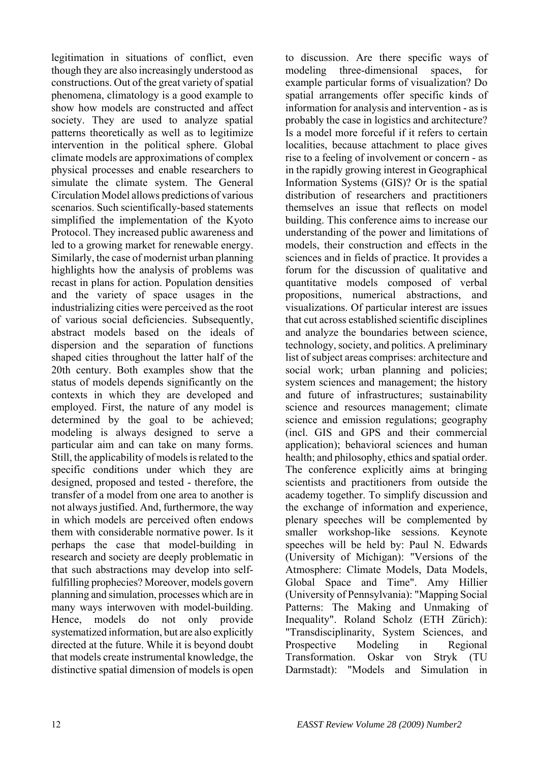legitimation in situations of conflict, even though they are also increasingly understood as constructions. Out of the great variety of spatial phenomena, climatology is a good example to show how models are constructed and affect society. They are used to analyze spatial patterns theoretically as well as to legitimize intervention in the political sphere. Global climate models are approximations of complex physical processes and enable researchers to simulate the climate system. The General Circulation Model allows predictions of various scenarios. Such scientifically-based statements simplified the implementation of the Kyoto Protocol. They increased public awareness and led to a growing market for renewable energy. Similarly, the case of modernist urban planning highlights how the analysis of problems was recast in plans for action. Population densities and the variety of space usages in the industrializing cities were perceived as the root of various social deficiencies. Subsequently, abstract models based on the ideals of dispersion and the separation of functions shaped cities throughout the latter half of the 20th century. Both examples show that the status of models depends significantly on the contexts in which they are developed and employed. First, the nature of any model is determined by the goal to be achieved; modeling is always designed to serve a particular aim and can take on many forms. Still, the applicability of models is related to the specific conditions under which they are designed, proposed and tested - therefore, the transfer of a model from one area to another is not always justified. And, furthermore, the way in which models are perceived often endows them with considerable normative power. Is it perhaps the case that model-building in research and society are deeply problematic in that such abstractions may develop into self-fulfilling prophecies? Moreover, models govern planning and simulation, processes which are in many ways interwoven with model-building. Hence, models do not only provide systematized information, but are also explicitly directed at the future. While it is beyond doubt that models create instrumental knowledge, the distinctive spatial dimension of models is open to discussion. Are there specific ways of modeling three-dimensional spaces, for example particular forms of visualization? Do spatial arrangements offer specific kinds of information for analysis and intervention - as is probably the case in logistics and architecture? Is a model more forceful if it refers to certain localities, because attachment to place gives rise to a feeling of involvement or concern - as in the rapidly growing interest in Geographical Information Systems (GIS)? Or is the spatial distribution of researchers and practitioners themselves an issue that reflects on model building. This conference aims to increase our understanding of the power and limitations of models, their construction and effects in the sciences and in fields of practice. It provides a forum for the discussion of qualitative and quantitative models composed of verbal propositions, numerical abstractions, and visualizations. Of particular interest are issues that cut across established scientific disciplines and analyze the boundaries between science, technology, society, and politics. A preliminary list of subject areas comprises: architecture and social work; urban planning and policies; system sciences and management; the history and future of infrastructures; sustainability science and resources management; climate science and emission regulations; geography (incl. GIS and GPS and their commercial application); behavioral sciences and human health; and philosophy, ethics and spatial order. The conference explicitly aims at bringing scientists and practitioners from outside the academy together. To simplify discussion and the exchange of information and experience, plenary speeches will be complemented by smaller workshop-like sessions. Keynote speeches will be held by: Paul N. Edwards (University of Michigan): "Versions of the Atmosphere: Climate Models, Data Models, Global Space and Time". Amy Hillier (University of Pennsylvania): "Mapping Social Patterns: The Making and Unmaking of Inequality". Roland Scholz (ETH Zürich): "Transdisciplinarity, System Sciences, and Prospective Modeling in Regional Transformation. Oskar von Stryk (TU Darmstadt): "Models and Simulation in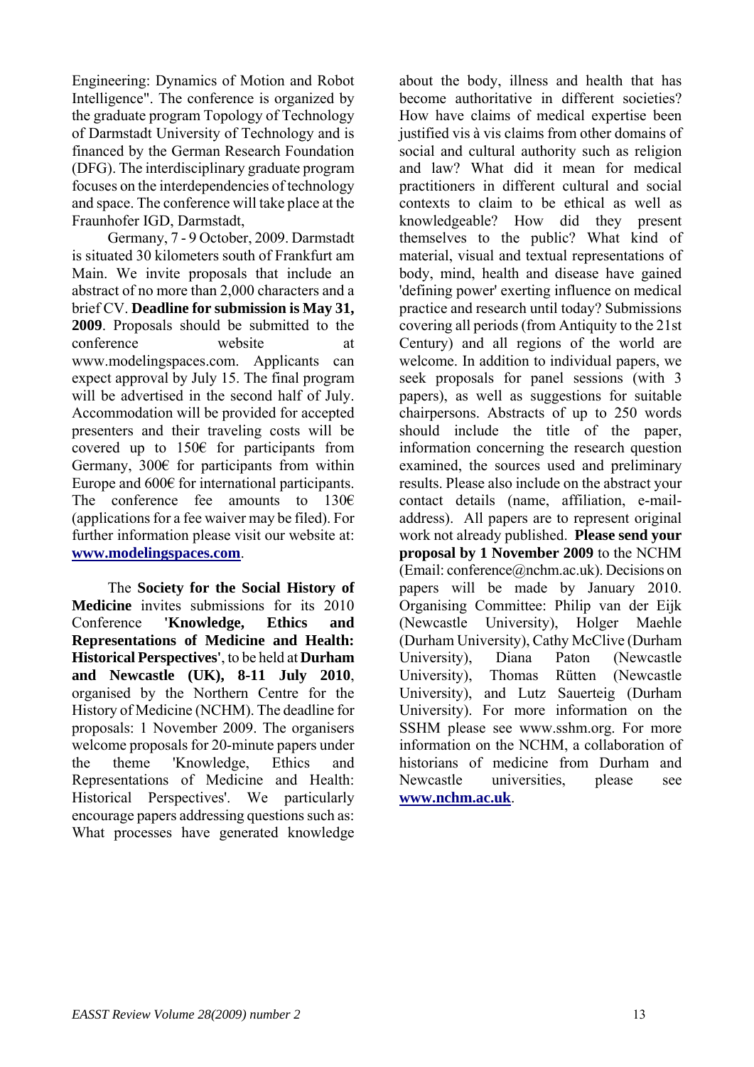Engineering: Dynamics of Motion and Robot Intelligence". The conference is organized by the graduate program Topology of Technology of Darmstadt University of Technology and is financed by the German Research Foundation (DFG). The interdisciplinary graduate program focuses on the interdependencies of technology and space. The conference will take place at the Fraunhofer IGD, Darmstadt,

Germany, 7 - 9 October, 2009. Darmstadt is situated 30 kilometers south of Frankfurt am Main. We invite proposals that include an abstract of no more than 2,000 characters and a brief CV. **Deadline for submission is May 31, 2009**. Proposals should be submitted to the conference website at www.modelingspaces.com. Applicants can expect approval by July 15. The final program will be advertised in the second half of July. Accommodation will be provided for accepted presenters and their traveling costs will be covered up to 150€ for participants from Germany, 300€ for participants from within Europe and 600€ for international participants. The conference fee amounts to 130€ (applications for a fee waiver may be filed). For further information please visit our website at: **www.modelingspaces.com**.

The **Society for the Social History of Medicine** invites submissions for its 2010 Conference **'Knowledge, Ethics and Representations of Medicine and Health: Historical Perspectives'**, to be held at **Durham and Newcastle (UK), 8-11 July 2010**, organised by the Northern Centre for the History of Medicine (NCHM). The deadline for proposals: 1 November 2009. The organisers welcome proposals for 20-minute papers under the theme 'Knowledge, Ethics and Representations of Medicine and Health: Historical Perspectives'. We particularly encourage papers addressing questions such as: What processes have generated knowledge about the body, illness and health that has become authoritative in different societies? How have claims of medical expertise been justified vis à vis claims from other domains of social and cultural authority such as religion and law? What did it mean for medical practitioners in different cultural and social contexts to claim to be ethical as well as knowledgeable? How did they present themselves to the public? What kind of material, visual and textual representations of body, mind, health and disease have gained 'defining power' exerting influence on medical practice and research until today? Submissions covering all periods (from Antiquity to the 21st Century) and all regions of the world are welcome. In addition to individual papers, we seek proposals for panel sessions (with 3 papers), as well as suggestions for suitable chairpersons. Abstracts of up to 250 words should include the title of the paper, information concerning the research question examined, the sources used and preliminary results. Please also include on the abstract your contact details (name, affiliation, e-mail-address). All papers are to represent original work not already published. **Please send your proposal by 1 November 2009** to the NCHM (Email: conference@nchm.ac.uk). Decisions on papers will be made by January 2010. Organising Committee: Philip van der Eijk (Newcastle University), Holger Maehle (Durham University), Cathy McClive (Durham University), Diana Paton (Newcastle University), Thomas Rütten (Newcastle University), and Lutz Sauerteig (Durham University). For more information on the SSHM please see www.sshm.org. For more information on the NCHM, a collaboration of historians of medicine from Durham and Newcastle universities, please see **www.nchm.ac.uk**.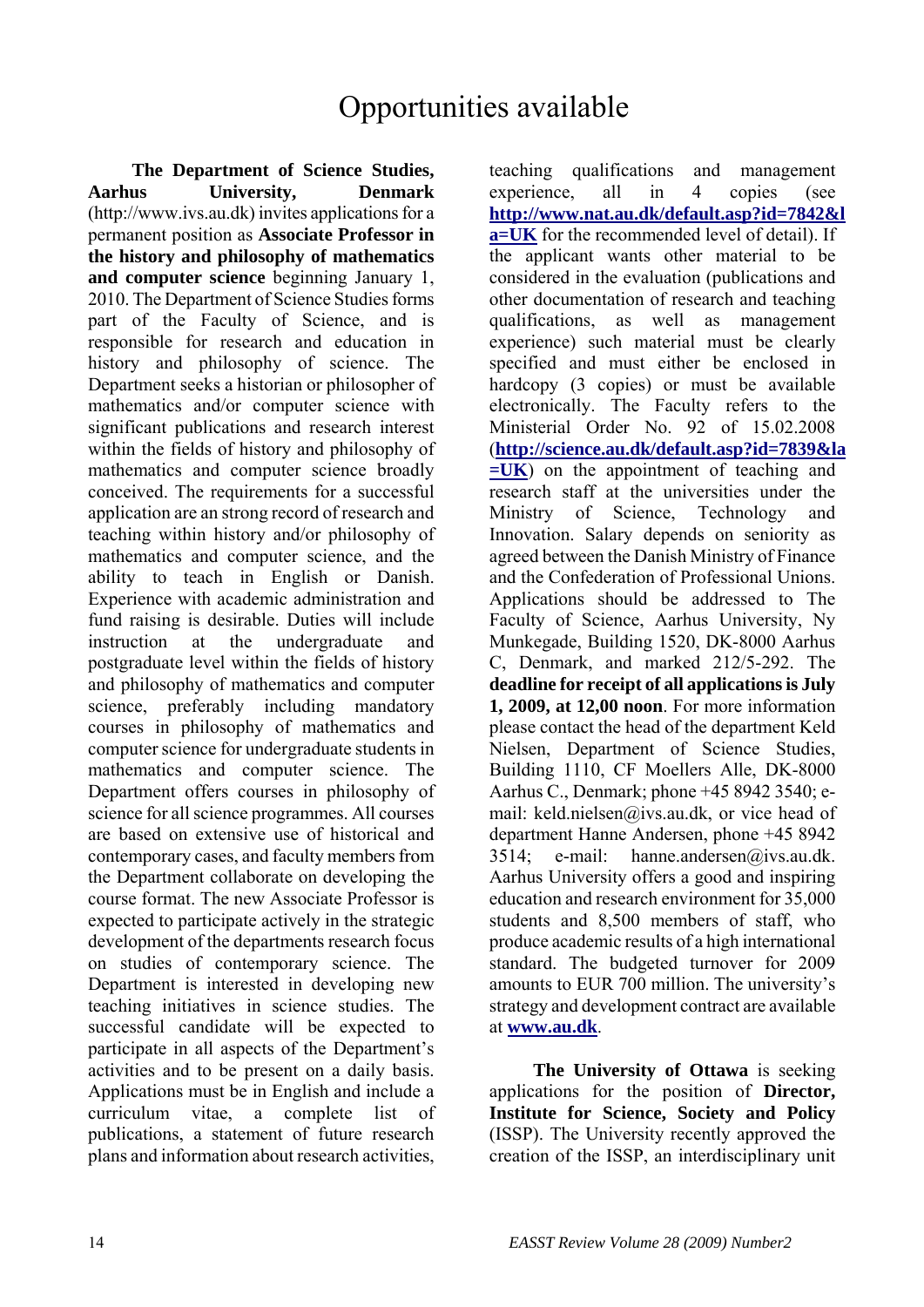# Opportunities available

**The Department of Science Studies, Aarhus University, Denmark** (http://www.ivs.au.dk) invites applications for a permanent position as **Associate Professor in the history and philosophy of mathematics and computer science** beginning January 1, 2010. The Department of Science Studies forms part of the Faculty of Science, and is responsible for research and education in history and philosophy of science. The Department seeks a historian or philosopher of mathematics and/or computer science with significant publications and research interest within the fields of history and philosophy of mathematics and computer science broadly conceived. The requirements for a successful application are an strong record of research and teaching within history and/or philosophy of mathematics and computer science, and the ability to teach in English or Danish. Experience with academic administration and fund raising is desirable. Duties will include instruction at the undergraduate and postgraduate level within the fields of history and philosophy of mathematics and computer science, preferably including mandatory courses in philosophy of mathematics and computer science for undergraduate students in mathematics and computer science. The Department offers courses in philosophy of science for all science programmes. All courses are based on extensive use of historical and contemporary cases, and faculty members from the Department collaborate on developing the course format. The new Associate Professor is expected to participate actively in the strategic development of the departments research focus on studies of contemporary science. The Department is interested in developing new teaching initiatives in science studies. The successful candidate will be expected to participate in all aspects of the Department's activities and to be present on a daily basis. Applications must be in English and include a curriculum vitae, a complete list of publications, a statement of future research plans and information about research activities, teaching qualifications and management experience, all in 4 copies (see **http://www.nat.au.dk/default.asp?id=7842&la=UK** for the recommended level of detail). If the applicant wants other material to be considered in the evaluation (publications and other documentation of research and teaching qualifications, as well as management experience) such material must be clearly specified and must either be enclosed in hardcopy (3 copies) or must be available electronically. The Faculty refers to the Ministerial Order No. 92 of 15.02.2008 (**http://science.au.dk/default.asp?id=7839&la=UK**) on the appointment of teaching and research staff at the universities under the Ministry of Science, Technology and Innovation. Salary depends on seniority as agreed between the Danish Ministry of Finance and the Confederation of Professional Unions. Applications should be addressed to The Faculty of Science, Aarhus University, Ny Munkegade, Building 1520, DK-8000 Aarhus C, Denmark, and marked 212/5-292. The **deadline for receipt of all applications is July 1, 2009, at 12,00 noon**. For more information please contact the head of the department Keld Nielsen, Department of Science Studies, Building 1110, CF Moellers Alle, DK-8000 Aarhus C., Denmark; phone +45 8942 3540; e-mail: keld.nielsen@ivs.au.dk, or vice head of department Hanne Andersen, phone +45 8942 3514; e-mail: hanne.andersen@ivs.au.dk. Aarhus University offers a good and inspiring education and research environment for 35,000 students and 8,500 members of staff, who produce academic results of a high international standard. The budgeted turnover for 2009 amounts to EUR 700 million. The university's strategy and development contract are available at **www.au.dk**.

**The University of Ottawa** is seeking applications for the position of **Director, Institute for Science, Society and Policy** (ISSP). The University recently approved the creation of the ISSP, an interdisciplinary unit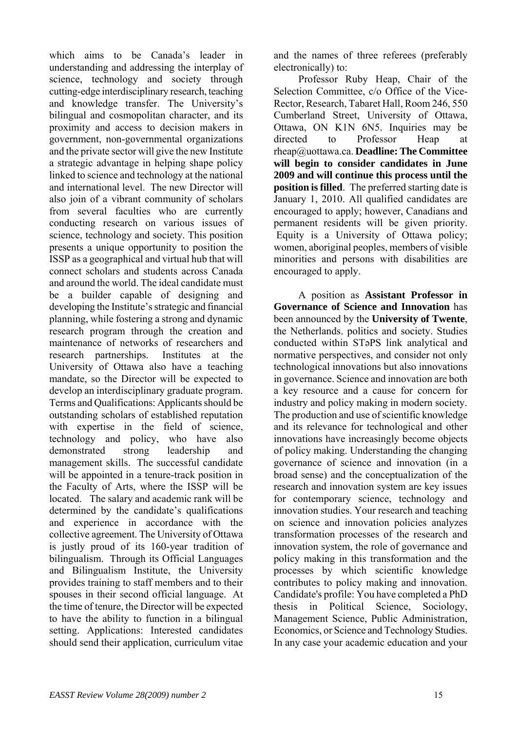which aims to be Canada's leader in understanding and addressing the interplay of science, technology and society through cutting-edge interdisciplinary research, teaching and knowledge transfer. The University's bilingual and cosmopolitan character, and its proximity and access to decision makers in government, non-governmental organizations and the private sector will give the new Institute a strategic advantage in helping shape policy linked to science and technology at the national and international level. The new Director will also join of a vibrant community of scholars from several faculties who are currently conducting research on various issues of science, technology and society. This position presents a unique opportunity to position the ISSP as a geographical and virtual hub that will connect scholars and students across Canada and around the world. The ideal candidate must be a builder capable of designing and developing the Institute's strategic and financial planning, while fostering a strong and dynamic research program through the creation and maintenance of networks of researchers and research partnerships. Institutes at the University of Ottawa also have a teaching mandate, so the Director will be expected to develop an interdisciplinary graduate program. Terms and Qualifications: Applicants should be outstanding scholars of established reputation with expertise in the field of science, technology and policy, who have also demonstrated strong leadership and management skills. The successful candidate will be appointed in a tenure-track position in the Faculty of Arts, where the ISSP will be located. The salary and academic rank will be determined by the candidate's qualifications and experience in accordance with the collective agreement. The University of Ottawa is justly proud of its 160-year tradition of bilingualism. Through its Official Languages and Bilingualism Institute, the University provides training to staff members and to their spouses in their second official language. At the time of tenure, the Director will be expected to have the ability to function in a bilingual setting. Applications: Interested candidates should send their application, curriculum vitae and the names of three referees (preferably electronically) to:

Professor Ruby Heap, Chair of the Selection Committee, c/o Office of the Vice-Rector, Research, Tabaret Hall, Room 246, 550 Cumberland Street, University of Ottawa, Ottawa, ON K1N 6N5. Inquiries may be directed to Professor Heap at rheap@uottawa.ca. **Deadline: The Committee will begin to consider candidates in June 2009 and will continue this process until the position is filled**. The preferred starting date is January 1, 2010. All qualified candidates are encouraged to apply; however, Canadians and permanent residents will be given priority. Equity is a University of Ottawa policy; women, aboriginal peoples, members of visible minorities and persons with disabilities are encouraged to apply.

A position as **Assistant Professor in Governance of Science and Innovation** has been announced by the **University of Twente**, the Netherlands. politics and society. Studies conducted within STəPS link analytical and normative perspectives, and consider not only technological innovations but also innovations in governance. Science and innovation are both a key resource and a cause for concern for industry and policy making in modern society. The production and use of scientific knowledge and its relevance for technological and other innovations have increasingly become objects of policy making. Understanding the changing governance of science and innovation (in a broad sense) and the conceptualization of the research and innovation system are key issues for contemporary science, technology and innovation studies. Your research and teaching on science and innovation policies analyzes transformation processes of the research and innovation system, the role of governance and policy making in this transformation and the processes by which scientific knowledge contributes to policy making and innovation. Candidate's profile: You have completed a PhD thesis in Political Science, Sociology, Management Science, Public Administration, Economics, or Science and Technology Studies. In any case your academic education and your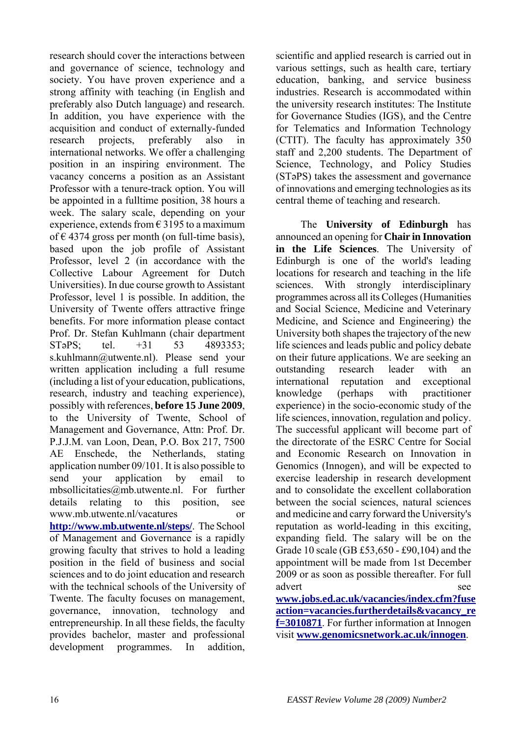research should cover the interactions between and governance of science, technology and society. You have proven experience and a strong affinity with teaching (in English and preferably also Dutch language) and research. In addition, you have experience with the acquisition and conduct of externally-funded research projects, preferably also in international networks. We offer a challenging position in an inspiring environment. The vacancy concerns a position as an Assistant Professor with a tenure-track option. You will be appointed in a fulltime position, 38 hours a week. The salary scale, depending on your experience, extends from € 3195 to a maximum of € 4374 gross per month (on full-time basis), based upon the job profile of Assistant Professor, level 2 (in accordance with the Collective Labour Agreement for Dutch Universities). In due course growth to Assistant Professor, level 1 is possible. In addition, the University of Twente offers attractive fringe benefits. For more information please contact Prof. Dr. Stefan Kuhlmann (chair department STəPS; tel. +31 53 4893353; s.kuhlmann@utwente.nl). Please send your written application including a full resume (including a list of your education, publications, research, industry and teaching experience), possibly with references, **before 15 June 2009**, to the University of Twente, School of Management and Governance, Attn: Prof. Dr. P.J.J.M. van Loon, Dean, P.O. Box 217, 7500 AE Enschede, the Netherlands, stating application number 09/101. It is also possible to send your application by email to mbsollicitaties@mb.utwente.nl. For further details relating to this position, see www.mb.utwente.nl/vacatures or **http://www.mb.utwente.nl/steps/**. The School of Management and Governance is a rapidly growing faculty that strives to hold a leading position in the field of business and social sciences and to do joint education and research with the technical schools of the University of Twente. The faculty focuses on management, governance, innovation, technology and entrepreneurship. In all these fields, the faculty provides bachelor, master and professional development programmes. In addition, scientific and applied research is carried out in various settings, such as health care, tertiary education, banking, and service business industries. Research is accommodated within the university research institutes: The Institute for Governance Studies (IGS), and the Centre for Telematics and Information Technology (CTIT). The faculty has approximately 350 staff and 2,200 students. The Department of Science, Technology, and Policy Studies (STəPS) takes the assessment and governance of innovations and emerging technologies as its central theme of teaching and research.

The **University of Edinburgh** has announced an opening for **Chair in Innovation in the Life Sciences**. The University of Edinburgh is one of the world's leading locations for research and teaching in the life sciences. With strongly interdisciplinary programmes across all its Colleges (Humanities and Social Science, Medicine and Veterinary Medicine, and Science and Engineering) the University both shapes the trajectory of the new life sciences and leads public and policy debate on their future applications. We are seeking an outstanding research leader with an international reputation and exceptional knowledge (perhaps with practitioner experience) in the socio-economic study of the life sciences, innovation, regulation and policy. The successful applicant will become part of the directorate of the ESRC Centre for Social and Economic Research on Innovation in Genomics (Innogen), and will be expected to exercise leadership in research development and to consolidate the excellent collaboration between the social sciences, natural sciences and medicine and carry forward the University's reputation as world-leading in this exciting, expanding field. The salary will be on the Grade 10 scale (GB £53,650 - £90,104) and the appointment will be made from 1st December 2009 or as soon as possible thereafter. For full advert see **www.jobs.ed.ac.uk/vacancies/index.cfm?fuseaction=vacancies.furtherdetails&vacancy_ref=3010871**. For further information at Innogen visit **www.genomicsnetwork.ac.uk/innogen**.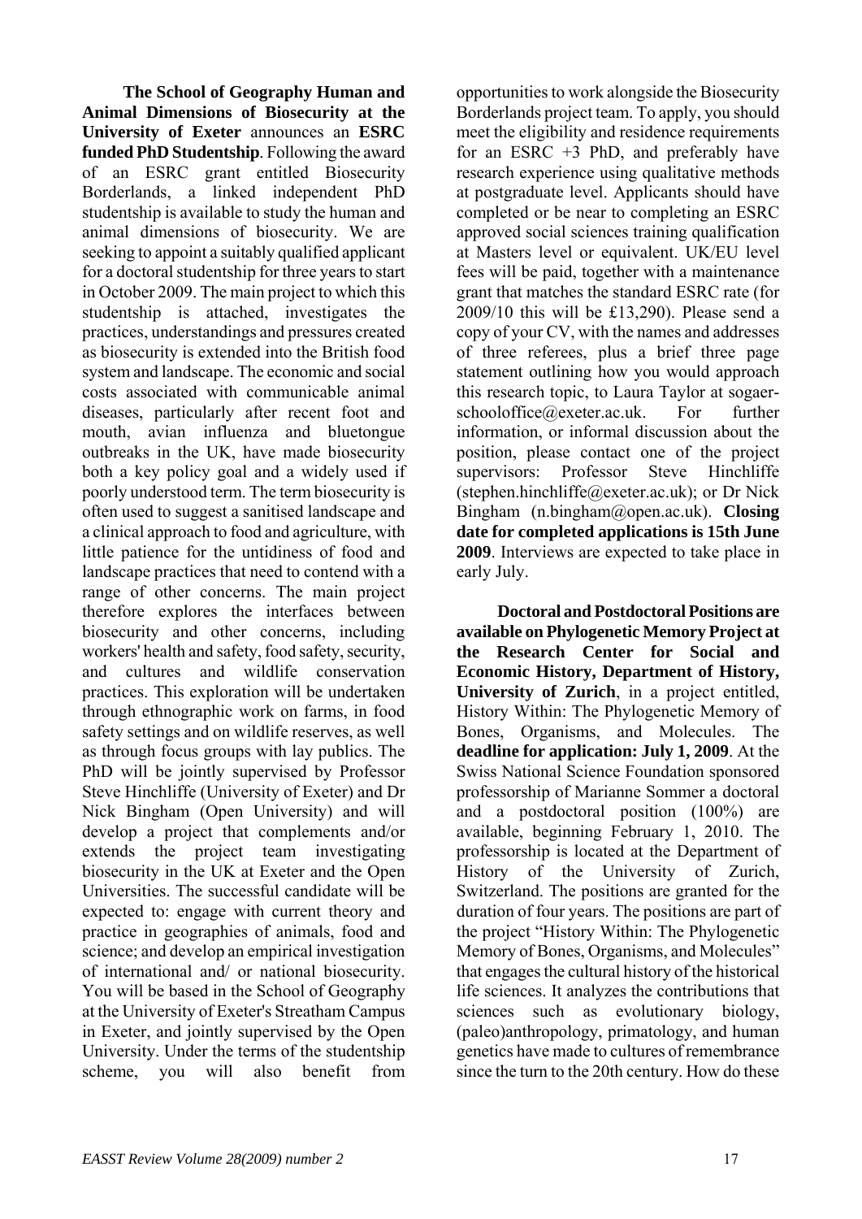**The School of Geography Human and Animal Dimensions of Biosecurity at the University of Exeter** announces an **ESRC funded PhD Studentship**. Following the award of an ESRC grant entitled Biosecurity Borderlands, a linked independent PhD studentship is available to study the human and animal dimensions of biosecurity. We are seeking to appoint a suitably qualified applicant for a doctoral studentship for three years to start in October 2009. The main project to which this studentship is attached, investigates the practices, understandings and pressures created as biosecurity is extended into the British food system and landscape. The economic and social costs associated with communicable animal diseases, particularly after recent foot and mouth, avian influenza and bluetongue outbreaks in the UK, have made biosecurity both a key policy goal and a widely used if poorly understood term. The term biosecurity is often used to suggest a sanitised landscape and a clinical approach to food and agriculture, with little patience for the untidiness of food and landscape practices that need to contend with a range of other concerns. The main project therefore explores the interfaces between biosecurity and other concerns, including workers' health and safety, food safety, security, and cultures and wildlife conservation practices. This exploration will be undertaken through ethnographic work on farms, in food safety settings and on wildlife reserves, as well as through focus groups with lay publics. The PhD will be jointly supervised by Professor Steve Hinchliffe (University of Exeter) and Dr Nick Bingham (Open University) and will develop a project that complements and/or extends the project team investigating biosecurity in the UK at Exeter and the Open Universities. The successful candidate will be expected to: engage with current theory and practice in geographies of animals, food and science; and develop an empirical investigation of international and/ or national biosecurity. You will be based in the School of Geography at the University of Exeter's Streatham Campus in Exeter, and jointly supervised by the Open University. Under the terms of the studentship scheme, you will also benefit from opportunities to work alongside the Biosecurity Borderlands project team. To apply, you should meet the eligibility and residence requirements for an ESRC +3 PhD, and preferably have research experience using qualitative methods at postgraduate level. Applicants should have completed or be near to completing an ESRC approved social sciences training qualification at Masters level or equivalent. UK/EU level fees will be paid, together with a maintenance grant that matches the standard ESRC rate (for 2009/10 this will be £13,290). Please send a copy of your CV, with the names and addresses of three referees, plus a brief three page statement outlining how you would approach this research topic, to Laura Taylor at sogaer-schooloffice@exeter.ac.uk. For further information, or informal discussion about the position, please contact one of the project supervisors: Professor Steve Hinchliffe (stephen.hinchliffe@exeter.ac.uk); or Dr Nick Bingham (n.bingham@open.ac.uk). **Closing date for completed applications is 15th June 2009**. Interviews are expected to take place in early July.

**Doctoral and Postdoctoral Positions are available on Phylogenetic Memory Project at the Research Center for Social and Economic History, Department of History, University of Zurich**, in a project entitled, History Within: The Phylogenetic Memory of Bones, Organisms, and Molecules. The **deadline for application: July 1, 2009**. At the Swiss National Science Foundation sponsored professorship of Marianne Sommer a doctoral and a postdoctoral position (100%) are available, beginning February 1, 2010. The professorship is located at the Department of History of the University of Zurich, Switzerland. The positions are granted for the duration of four years. The positions are part of the project "History Within: The Phylogenetic Memory of Bones, Organisms, and Molecules" that engages the cultural history of the historical life sciences. It analyzes the contributions that sciences such as evolutionary biology, (paleo)anthropology, primatology, and human genetics have made to cultures of remembrance since the turn to the 20th century. How do these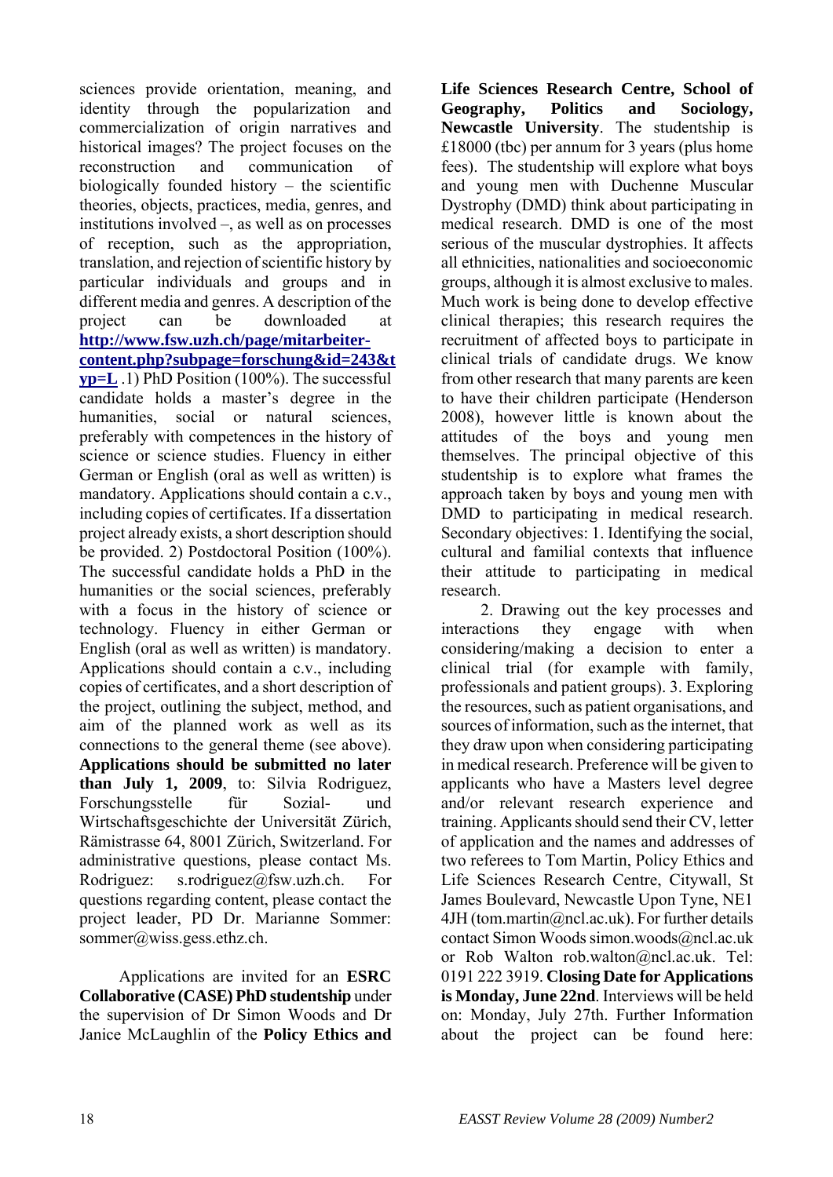sciences provide orientation, meaning, and identity through the popularization and commercialization of origin narratives and historical images? The project focuses on the reconstruction and communication of biologically founded history – the scientific theories, objects, practices, media, genres, and institutions involved –, as well as on processes of reception, such as the appropriation, translation, and rejection of scientific history by particular individuals and groups and in different media and genres. A description of the project can be downloaded at **http://www.fsw.uzh.ch/page/mitarbeiter-content.php?subpage=forschung&id=243&typ=L** .1) PhD Position (100%). The successful candidate holds a master's degree in the humanities, social or natural sciences, preferably with competences in the history of science or science studies. Fluency in either German or English (oral as well as written) is mandatory. Applications should contain a c.v., including copies of certificates. If a dissertation project already exists, a short description should be provided. 2) Postdoctoral Position (100%). The successful candidate holds a PhD in the humanities or the social sciences, preferably with a focus in the history of science or technology. Fluency in either German or English (oral as well as written) is mandatory. Applications should contain a c.v., including copies of certificates, and a short description of the project, outlining the subject, method, and aim of the planned work as well as its connections to the general theme (see above). **Applications should be submitted no later than July 1, 2009**, to: Silvia Rodriguez, Forschungsstelle für Sozial- und Wirtschaftsgeschichte der Universität Zürich, Rämistrasse 64, 8001 Zürich, Switzerland. For administrative questions, please contact Ms. Rodriguez: s.rodriguez@fsw.uzh.ch. For questions regarding content, please contact the project leader, PD Dr. Marianne Sommer: sommer@wiss.gess.ethz.ch.

Applications are invited for an **ESRC Collaborative (CASE) PhD studentship** under the supervision of Dr Simon Woods and Dr Janice McLaughlin of the **Policy Ethics and Life Sciences Research Centre, School of Geography, Politics and Sociology, Newcastle University**. The studentship is £18000 (tbc) per annum for 3 years (plus home fees). The studentship will explore what boys and young men with Duchenne Muscular Dystrophy (DMD) think about participating in medical research. DMD is one of the most serious of the muscular dystrophies. It affects all ethnicities, nationalities and socioeconomic groups, although it is almost exclusive to males. Much work is being done to develop effective clinical therapies; this research requires the recruitment of affected boys to participate in clinical trials of candidate drugs. We know from other research that many parents are keen to have their children participate (Henderson 2008), however little is known about the attitudes of the boys and young men themselves. The principal objective of this studentship is to explore what frames the approach taken by boys and young men with DMD to participating in medical research. Secondary objectives: 1. Identifying the social, cultural and familial contexts that influence their attitude to participating in medical research.

2. Drawing out the key processes and interactions they engage with when considering/making a decision to enter a clinical trial (for example with family, professionals and patient groups). 3. Exploring the resources, such as patient organisations, and sources of information, such as the internet, that they draw upon when considering participating in medical research. Preference will be given to applicants who have a Masters level degree and/or relevant research experience and training. Applicants should send their CV, letter of application and the names and addresses of two referees to Tom Martin, Policy Ethics and Life Sciences Research Centre, Citywall, St James Boulevard, Newcastle Upon Tyne, NE1 4JH (tom.martin@ncl.ac.uk). For further details contact Simon Woods simon.woods@ncl.ac.uk or Rob Walton rob.walton@ncl.ac.uk. Tel: 0191 222 3919. **Closing Date for Applications is Monday, June 22nd**. Interviews will be held on: Monday, July 27th. Further Information about the project can be found here: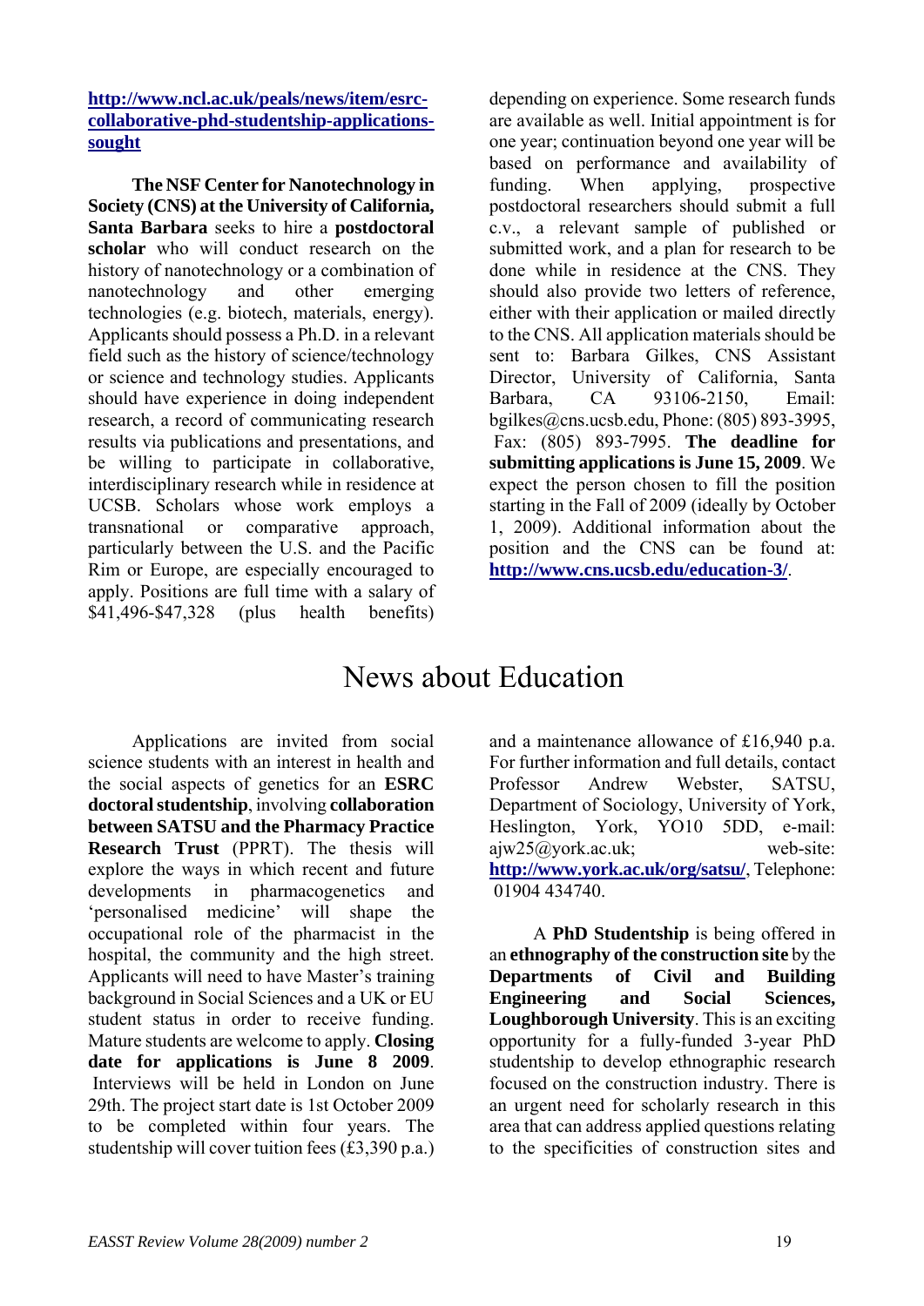**http://www.ncl.ac.uk/peals/news/item/esrc-collaborative-phd-studentship-applications-sought**

**The NSF Center for Nanotechnology in Society (CNS) at the University of California, Santa Barbara** seeks to hire a **postdoctoral scholar** who will conduct research on the history of nanotechnology or a combination of nanotechnology and other emerging technologies (e.g. biotech, materials, energy). Applicants should possess a Ph.D. in a relevant field such as the history of science/technology or science and technology studies. Applicants should have experience in doing independent research, a record of communicating research results via publications and presentations, and be willing to participate in collaborative, interdisciplinary research while in residence at UCSB. Scholars whose work employs a transnational or comparative approach, particularly between the U.S. and the Pacific Rim or Europe, are especially encouraged to apply. Positions are full time with a salary of $41,496-$47,328 (plus health benefits) depending on experience. Some research funds are available as well. Initial appointment is for one year; continuation beyond one year will be based on performance and availability of funding. When applying, prospective postdoctoral researchers should submit a full c.v., a relevant sample of published or submitted work, and a plan for research to be done while in residence at the CNS. They should also provide two letters of reference, either with their application or mailed directly to the CNS. All application materials should be sent to: Barbara Gilkes, CNS Assistant Director, University of California, Santa Barbara, CA 93106-2150, Email: bgilkes@cns.ucsb.edu, Phone: (805) 893-3995, Fax: (805) 893-7995. **The deadline for submitting applications is June 15, 2009**. We expect the person chosen to fill the position starting in the Fall of 2009 (ideally by October 1, 2009). Additional information about the position and the CNS can be found at: **http://www.cns.ucsb.edu/education-3/**.

# News about Education

Applications are invited from social science students with an interest in health and the social aspects of genetics for an **ESRC doctoral studentship**, involving **collaboration between SATSU and the Pharmacy Practice Research Trust** (PPRT). The thesis will explore the ways in which recent and future developments in pharmacogenetics and 'personalised medicine' will shape the occupational role of the pharmacist in the hospital, the community and the high street. Applicants will need to have Master's training background in Social Sciences and a UK or EU student status in order to receive funding. Mature students are welcome to apply. **Closing date for applications is June 8 2009**. Interviews will be held in London on June 29th. The project start date is 1st October 2009 to be completed within four years. The studentship will cover tuition fees (£3,390 p.a.) and a maintenance allowance of £16,940 p.a. For further information and full details, contact Professor Andrew Webster, SATSU, Department of Sociology, University of York, Heslington, York, YO10 5DD, e-mail: ajw25@york.ac.uk; web-site: **http://www.york.ac.uk/org/satsu/**, Telephone: 01904 434740.

A **PhD Studentship** is being offered in an **ethnography of the construction site** by the **Departments of Civil and Building Engineering and Social Sciences, Loughborough University**. This is an exciting opportunity for a fully-funded 3-year PhD studentship to develop ethnographic research focused on the construction industry. There is an urgent need for scholarly research in this area that can address applied questions relating to the specificities of construction sites and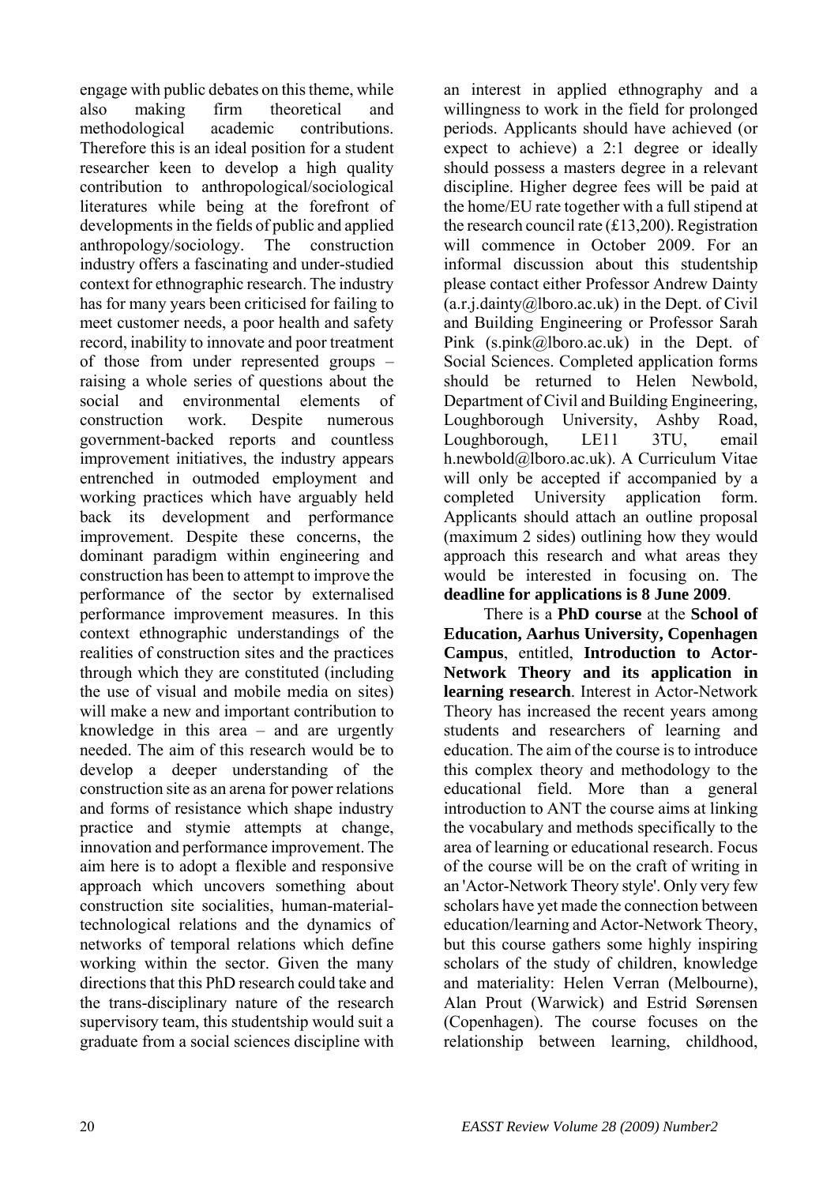engage with public debates on this theme, while also making firm theoretical and methodological academic contributions. Therefore this is an ideal position for a student researcher keen to develop a high quality contribution to anthropological/sociological literatures while being at the forefront of developments in the fields of public and applied anthropology/sociology. The construction industry offers a fascinating and under-studied context for ethnographic research. The industry has for many years been criticised for failing to meet customer needs, a poor health and safety record, inability to innovate and poor treatment of those from under represented groups – raising a whole series of questions about the social and environmental elements of construction work. Despite numerous government-backed reports and countless improvement initiatives, the industry appears entrenched in outmoded employment and working practices which have arguably held back its development and performance improvement. Despite these concerns, the dominant paradigm within engineering and construction has been to attempt to improve the performance of the sector by externalised performance improvement measures. In this context ethnographic understandings of the realities of construction sites and the practices through which they are constituted (including the use of visual and mobile media on sites) will make a new and important contribution to knowledge in this area – and are urgently needed. The aim of this research would be to develop a deeper understanding of the construction site as an arena for power relations and forms of resistance which shape industry practice and stymie attempts at change, innovation and performance improvement. The aim here is to adopt a flexible and responsive approach which uncovers something about construction site socialities, human-material-technological relations and the dynamics of networks of temporal relations which define working within the sector. Given the many directions that this PhD research could take and the trans-disciplinary nature of the research supervisory team, this studentship would suit a graduate from a social sciences discipline with an interest in applied ethnography and a willingness to work in the field for prolonged periods. Applicants should have achieved (or expect to achieve) a 2:1 degree or ideally should possess a masters degree in a relevant discipline. Higher degree fees will be paid at the home/EU rate together with a full stipend at the research council rate (£13,200). Registration will commence in October 2009. For an informal discussion about this studentship please contact either Professor Andrew Dainty (a.r.j.dainty@lboro.ac.uk) in the Dept. of Civil and Building Engineering or Professor Sarah Pink (s.pink@lboro.ac.uk) in the Dept. of Social Sciences. Completed application forms should be returned to Helen Newbold, Department of Civil and Building Engineering, Loughborough University, Ashby Road, Loughborough, LE11 3TU, email h.newbold@lboro.ac.uk). A Curriculum Vitae will only be accepted if accompanied by a completed University application form. Applicants should attach an outline proposal (maximum 2 sides) outlining how they would approach this research and what areas they would be interested in focusing on. The **deadline for applications is 8 June 2009**.

There is a **PhD course** at the **School of Education, Aarhus University, Copenhagen Campus**, entitled, **Introduction to Actor-Network Theory and its application in learning research**. Interest in Actor-Network Theory has increased the recent years among students and researchers of learning and education. The aim of the course is to introduce this complex theory and methodology to the educational field. More than a general introduction to ANT the course aims at linking the vocabulary and methods specifically to the area of learning or educational research. Focus of the course will be on the craft of writing in an 'Actor-Network Theory style'. Only very few scholars have yet made the connection between education/learning and Actor-Network Theory, but this course gathers some highly inspiring scholars of the study of children, knowledge and materiality: Helen Verran (Melbourne), Alan Prout (Warwick) and Estrid Sørensen (Copenhagen). The course focuses on the relationship between learning, childhood,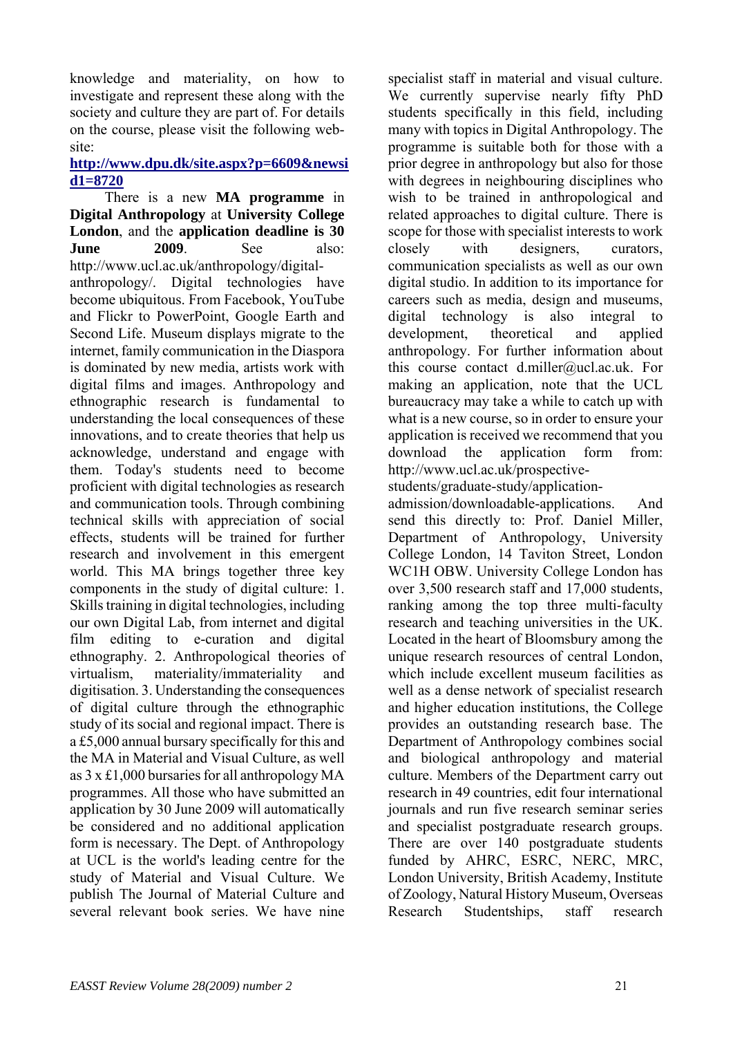knowledge and materiality, on how to investigate and represent these along with the society and culture they are part of. For details on the course, please visit the following website:

**http://www.dpu.dk/site.aspx?p=6609&newsid1=8720**

There is a new **MA programme** in **Digital Anthropology** at **University College London**, and the **application deadline is 30 June 2009**. See also: http://www.ucl.ac.uk/anthropology/digital-anthropology/. Digital technologies have become ubiquitous. From Facebook, YouTube and Flickr to PowerPoint, Google Earth and Second Life. Museum displays migrate to the internet, family communication in the Diaspora is dominated by new media, artists work with digital films and images. Anthropology and ethnographic research is fundamental to understanding the local consequences of these innovations, and to create theories that help us acknowledge, understand and engage with them. Today's students need to become proficient with digital technologies as research and communication tools. Through combining technical skills with appreciation of social effects, students will be trained for further research and involvement in this emergent world. This MA brings together three key components in the study of digital culture: 1. Skills training in digital technologies, including our own Digital Lab, from internet and digital film editing to e-curation and digital ethnography. 2. Anthropological theories of virtualism, materiality/immateriality and digitisation. 3. Understanding the consequences of digital culture through the ethnographic study of its social and regional impact. There is a £5,000 annual bursary specifically for this and the MA in Material and Visual Culture, as well as 3 x £1,000 bursaries for all anthropology MA programmes. All those who have submitted an application by 30 June 2009 will automatically be considered and no additional application form is necessary. The Dept. of Anthropology at UCL is the world's leading centre for the study of Material and Visual Culture. We publish The Journal of Material Culture and several relevant book series. We have nine specialist staff in material and visual culture. We currently supervise nearly fifty PhD students specifically in this field, including many with topics in Digital Anthropology. The programme is suitable both for those with a prior degree in anthropology but also for those with degrees in neighbouring disciplines who wish to be trained in anthropological and related approaches to digital culture. There is scope for those with specialist interests to work closely with designers, curators, communication specialists as well as our own digital studio. In addition to its importance for careers such as media, design and museums, digital technology is also integral to development, theoretical and applied anthropology. For further information about this course contact d.miller@ucl.ac.uk. For making an application, note that the UCL bureaucracy may take a while to catch up with what is a new course, so in order to ensure your application is received we recommend that you download the application form from: http://www.ucl.ac.uk/prospective-students/graduate-study/application-admission/downloadable-applications. And send this directly to: Prof. Daniel Miller, Department of Anthropology, University College London, 14 Taviton Street, London WC1H OBW. University College London has over 3,500 research staff and 17,000 students, ranking among the top three multi-faculty research and teaching universities in the UK. Located in the heart of Bloomsbury among the unique research resources of central London, which include excellent museum facilities as well as a dense network of specialist research and higher education institutions, the College provides an outstanding research base. The Department of Anthropology combines social and biological anthropology and material culture. Members of the Department carry out research in 49 countries, edit four international journals and run five research seminar series and specialist postgraduate research groups. There are over 140 postgraduate students funded by AHRC, ESRC, NERC, MRC, London University, British Academy, Institute of Zoology, Natural History Museum, Overseas Research Studentships, staff research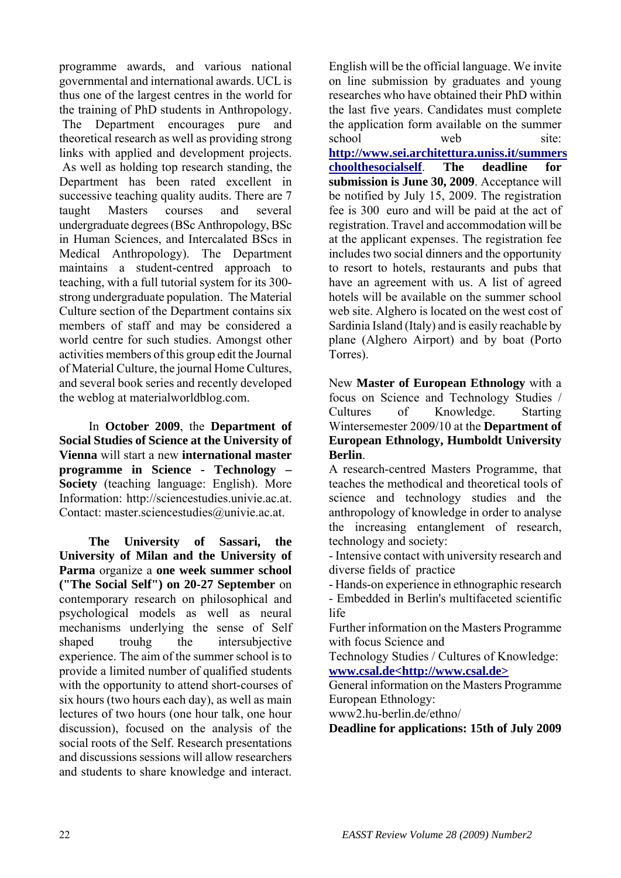programme awards, and various national governmental and international awards. UCL is thus one of the largest centres in the world for the training of PhD students in Anthropology. The Department encourages pure and theoretical research as well as providing strong links with applied and development projects. As well as holding top research standing, the Department has been rated excellent in successive teaching quality audits. There are 7 taught Masters courses and several undergraduate degrees (BSc Anthropology, BSc in Human Sciences, and Intercalated BScs in Medical Anthropology). The Department maintains a student-centred approach to teaching, with a full tutorial system for its 300-strong undergraduate population. The Material Culture section of the Department contains six members of staff and may be considered a world centre for such studies. Amongst other activities members of this group edit the Journal of Material Culture, the journal Home Cultures, and several book series and recently developed the weblog at materialworldblog.com.

In **October 2009**, the **Department of Social Studies of Science at the University of Vienna** will start a new **international master programme in Science - Technology – Society** (teaching language: English). More Information: http://sciencestudies.univie.ac.at. Contact: master.sciencestudies@univie.ac.at.

**The University of Sassari, the University of Milan and the University of Parma** organize a **one week summer school ("The Social Self") on 20-27 September** on contemporary research on philosophical and psychological models as well as neural mechanisms underlying the sense of Self shaped trouhg the intersubjective experience. The aim of the summer school is to provide a limited number of qualified students with the opportunity to attend short-courses of six hours (two hours each day), as well as main lectures of two hours (one hour talk, one hour discussion), focused on the analysis of the social roots of the Self. Research presentations and discussions sessions will allow researchers and students to share knowledge and interact. English will be the official language. We invite on line submission by graduates and young researches who have obtained their PhD within the last five years. Candidates must complete the application form available on the summer school web site: **http://www.sei.architettura.uniss.it/summerschoolthesocialself**. **The deadline for submission is June 30, 2009**. Acceptance will be notified by July 15, 2009. The registration fee is 300 euro and will be paid at the act of registration. Travel and accommodation will be at the applicant expenses. The registration fee includes two social dinners and the opportunity to resort to hotels, restaurants and pubs that have an agreement with us. A list of agreed hotels will be available on the summer school web site. Alghero is located on the west cost of Sardinia Island (Italy) and is easily reachable by plane (Alghero Airport) and by boat (Porto Torres).

New **Master of European Ethnology** with a focus on Science and Technology Studies / Cultures of Knowledge. Starting Wintersemester 2009/10 at the **Department of European Ethnology, Humboldt University Berlin**.

A research-centred Masters Programme, that teaches the methodical and theoretical tools of science and technology studies and the anthropology of knowledge in order to analyse the increasing entanglement of research, technology and society:

- Intensive contact with university research and diverse fields of practice
- Hands-on experience in ethnographic research
- Embedded in Berlin's multifaceted scientific life

Further information on the Masters Programme with focus Science and Technology Studies / Cultures of Knowledge: **www.csal.de<http://www.csal.de>**

General information on the Masters Programme European Ethnology:
www2.hu-berlin.de/ethno/

**Deadline for applications: 15th of July 2009**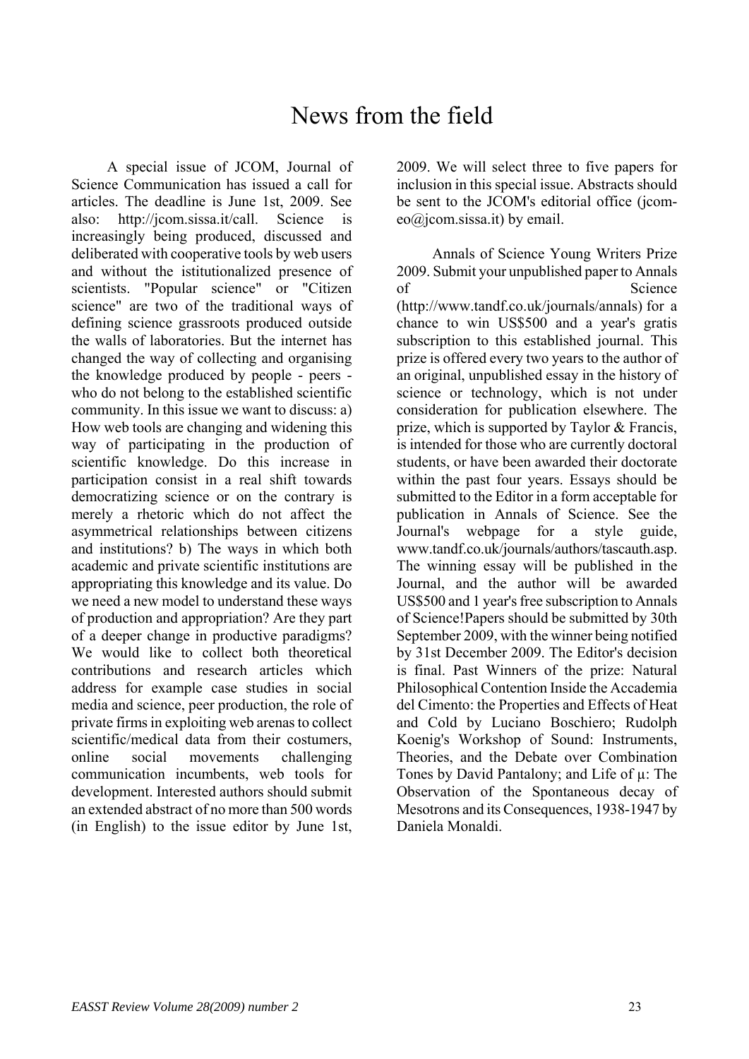# News from the field

A special issue of JCOM, Journal of Science Communication has issued a call for articles. The deadline is June 1st, 2009. See also: http://jcom.sissa.it/call. Science is increasingly being produced, discussed and deliberated with cooperative tools by web users and without the istitutionalized presence of scientists. "Popular science" or "Citizen science" are two of the traditional ways of defining science grassroots produced outside the walls of laboratories. But the internet has changed the way of collecting and organising the knowledge produced by people - peers - who do not belong to the established scientific community. In this issue we want to discuss: a) How web tools are changing and widening this way of participating in the production of scientific knowledge. Do this increase in participation consist in a real shift towards democratizing science or on the contrary is merely a rhetoric which do not affect the asymmetrical relationships between citizens and institutions? b) The ways in which both academic and private scientific institutions are appropriating this knowledge and its value. Do we need a new model to understand these ways of production and appropriation? Are they part of a deeper change in productive paradigms? We would like to collect both theoretical contributions and research articles which address for example case studies in social media and science, peer production, the role of private firms in exploiting web arenas to collect scientific/medical data from their costumers, online social movements challenging communication incumbents, web tools for development. Interested authors should submit an extended abstract of no more than 500 words (in English) to the issue editor by June 1st, 2009. We will select three to five papers for inclusion in this special issue. Abstracts should be sent to the JCOM's editorial office (jcom-eo@jcom.sissa.it) by email.

Annals of Science Young Writers Prize 2009. Submit your unpublished paper to Annals of Science (http://www.tandf.co.uk/journals/annals) for a chance to win US$500 and a year's gratis subscription to this established journal. This prize is offered every two years to the author of an original, unpublished essay in the history of science or technology, which is not under consideration for publication elsewhere. The prize, which is supported by Taylor & Francis, is intended for those who are currently doctoral students, or have been awarded their doctorate within the past four years. Essays should be submitted to the Editor in a form acceptable for publication in Annals of Science. See the Journal's webpage for a style guide, www.tandf.co.uk/journals/authors/tascauth.asp. The winning essay will be published in the Journal, and the author will be awarded US$500 and 1 year's free subscription to Annals of Science!Papers should be submitted by 30th September 2009, with the winner being notified by 31st December 2009. The Editor's decision is final. Past Winners of the prize: Natural Philosophical Contention Inside the Accademia del Cimento: the Properties and Effects of Heat and Cold by Luciano Boschiero; Rudolph Koenig's Workshop of Sound: Instruments, Theories, and the Debate over Combination Tones by David Pantalony; and Life of μ: The Observation of the Spontaneous decay of Mesotrons and its Consequences, 1938-1947 by Daniela Monaldi.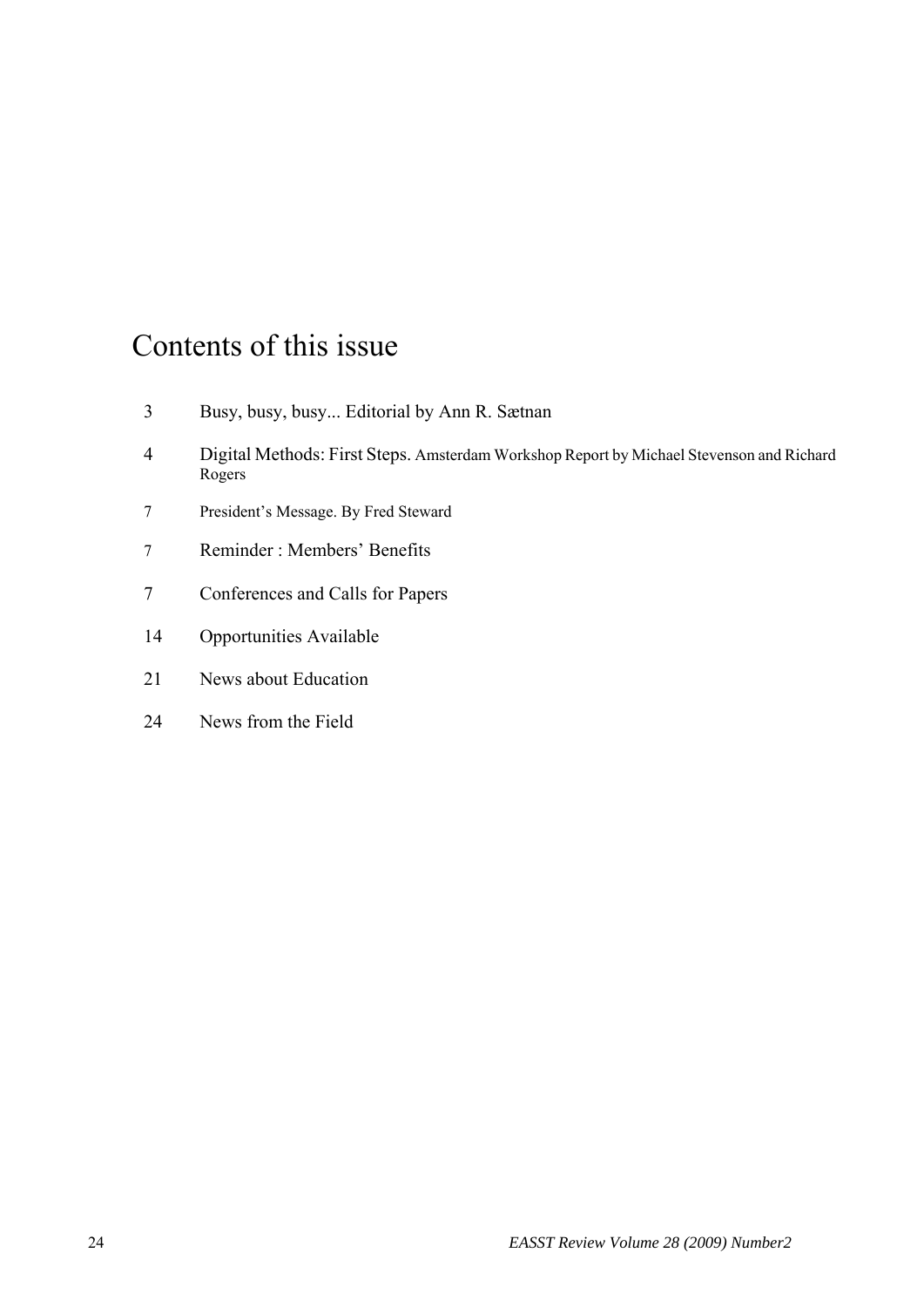# Contents of this issue

| | |
|---|---|
| 3 | Busy, busy, busy... Editorial by Ann R. Sætnan |
| 4 | Digital Methods: First Steps. Amsterdam Workshop Report by Michael Stevenson and Richard Rogers |
| 7 | President's Message. By Fred Steward |
| 7 | Reminder : Members' Benefits |
| 7 | Conferences and Calls for Papers |
| 14 | Opportunities Available |
| 21 | News about Education |
| 24 | News from the Field |